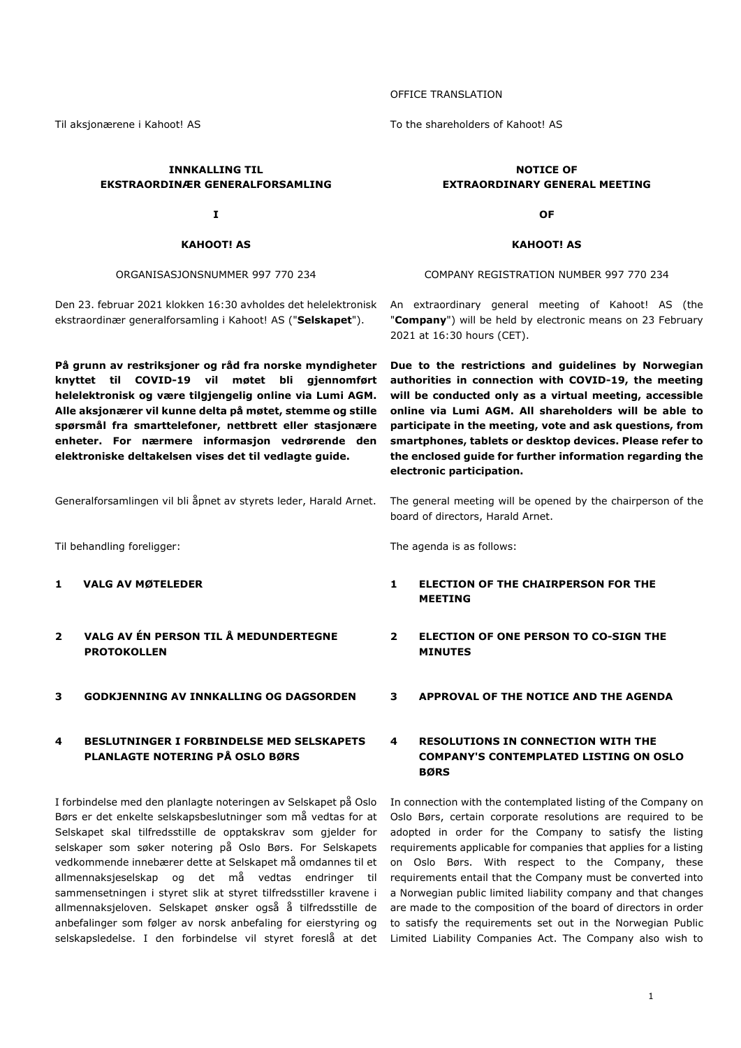OFFICE TRANSLATION

Til aksjonærene i Kahoot! AS

To the shareholders of Kahoot! AS

**INNKALLING TIL EKSTRAORDINÆR GENERALFORSAMLING**

**I**

**KAHOOT! AS**

ORGANISASJONSNUMMER 997 770 234

**NOTICE OF EXTRAORDINARY GENERAL MEETING**

**OF**

**KAHOOT! AS**

COMPANY REGISTRATION NUMBER 997 770 234

Den 23. februar 2021 klokken 16:30 avholdes det helelektronisk ekstraordinær generalforsamling i Kahoot! AS ("**Selskapet**").

An extraordinary general meeting of Kahoot! AS (the "**Company**") will be held by electronic means on 23 February 2021 at 16:30 hours (CET).

**På grunn av restriksjoner og råd fra norske myndigheter knyttet til COVID-19 vil møtet bli gjennomført helelektronisk og være tilgjengelig online via Lumi AGM. Alle aksjonærer vil kunne delta på møtet, stemme og stille spørsmål fra smarttelefoner, nettbrett eller stasjonære enheter. For nærmere informasjon vedrørende den elektroniske deltakelsen vises det til vedlagte guide.**

**Due to the restrictions and guidelines by Norwegian authorities in connection with COVID-19, the meeting will be conducted only as a virtual meeting, accessible online via Lumi AGM. All shareholders will be able to participate in the meeting, vote and ask questions, from smartphones, tablets or desktop devices. Please refer to the enclosed guide for further information regarding the electronic participation.**

Generalforsamlingen vil bli åpnet av styrets leder, Harald Arnet.

The general meeting will be opened by the chairperson of the board of directors, Harald Arnet.

Til behandling foreligger:

The agenda is as follows:

**1 VALG AV MØTELEDER**

**1 ELECTION OF THE CHAIRPERSON FOR THE MEETING**

**2 VALG AV ÉN PERSON TIL Å MEDUNDERTEGNE PROTOKOLLEN**

**2 ELECTION OF ONE PERSON TO CO-SIGN THE MINUTES**

**3 GODKJENNING AV INNKALLING OG DAGSORDEN**

**3 APPROVAL OF THE NOTICE AND THE AGENDA**

**4 BESLUTNINGER I FORBINDELSE MED SELSKAPETS PLANLAGTE NOTERING PÅ OSLO BØRS**

**4 RESOLUTIONS IN CONNECTION WITH THE COMPANY'S CONTEMPLATED LISTING ON OSLO BØRS**

I forbindelse med den planlagte noteringen av Selskapet på Oslo Børs er det enkelte selskapsbeslutninger som må vedtas for at Selskapet skal tilfredsstille de opptakskrav som gjelder for selskaper som søker notering på Oslo Børs. For Selskapets vedkommende innebærer dette at Selskapet må omdannes til et allmennaksjeselskap og det må vedtas endringer til sammensetningen i styret slik at styret tilfredsstiller kravene i allmennaksjeloven. Selskapet ønsker også å tilfredsstille de anbefalinger som følger av norsk anbefaling for eierstyring og selskapsledelse. I den forbindelse vil styret foreslå at det

In connection with the contemplated listing of the Company on Oslo Børs, certain corporate resolutions are required to be adopted in order for the Company to satisfy the listing requirements applicable for companies that applies for a listing on Oslo Børs. With respect to the Company, these requirements entail that the Company must be converted into a Norwegian public limited liability company and that changes are made to the composition of the board of directors in order to satisfy the requirements set out in the Norwegian Public Limited Liability Companies Act. The Company also wish to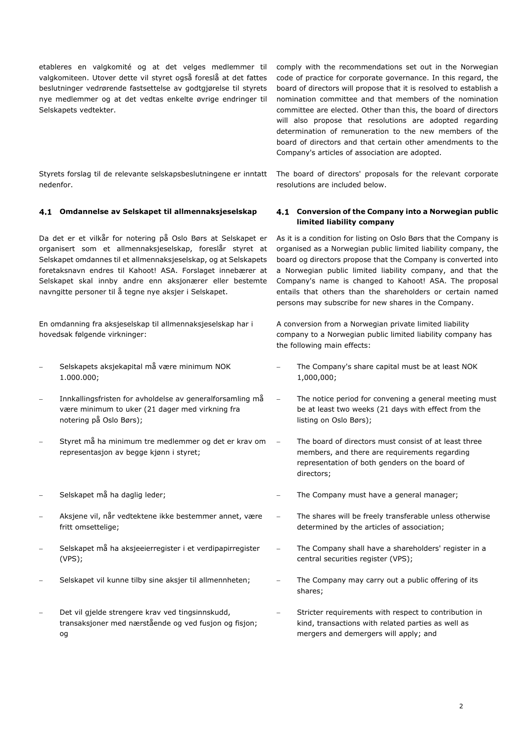etableres en valgkomité og at det velges medlemmer til valgkomiteen. Utover dette vil styret også foreslå at det fattes beslutninger vedrørende fastsettelse av godtgjørelse til styrets nye medlemmer og at det vedtas enkelte øvrige endringer til Selskapets vedtekter.

comply with the recommendations set out in the Norwegian code of practice for corporate governance. In this regard, the board of directors will propose that it is resolved to establish a nomination committee and that members of the nomination committee are elected. Other than this, the board of directors will also propose that resolutions are adopted regarding determination of remuneration to the new members of the board of directors and that certain other amendments to the Company's articles of association are adopted.

Styrets forslag til de relevante selskapsbeslutningene er inntatt nedenfor.

The board of directors' proposals for the relevant corporate resolutions are included below.

### 4.1 Omdannelse av Selskapet til allmennaksjeselskap

Da det er et vilkår for notering på Oslo Børs at Selskapet er organisert som et allmennaksjeselskap, foreslår styret at Selskapet omdannes til et allmennaksjeselskap, og at Selskapets foretaksnavn endres til Kahoot! ASA. Forslaget innebærer at Selskapet skal innby andre enn aksjonærer eller bestemte navngitte personer til å tegne nye aksjer i Selskapet.

En omdanning fra aksjeselskap til allmennaksjeselskap har i hovedsak følgende virkninger:

- Selskapets aksjekapital må være minimum NOK 1.000.000;
- Innkallingsfristen for avholdelse av generalforsamling må være minimum to uker (21 dager med virkning fra notering på Oslo Børs);
- Styret må ha minimum tre medlemmer og det er krav om representasjon av begge kjønn i styret;
- Selskapet må ha daglig leder;
- Aksjene vil, når vedtektene ikke bestemmer annet, være fritt omsettelige;
- Selskapet må ha aksjeeierregister i et verdipapirregister (VPS);
- Selskapet vil kunne tilby sine aksjer til allmennheten;
- Det vil gjelde strengere krav ved tingsinnskudd, transaksjoner med nærstående og ved fusjon og fisjon; og

### 4.1 Conversion of the Company into a Norwegian public limited liability company

As it is a condition for listing on Oslo Børs that the Company is organised as a Norwegian public limited liability company, the board og directors propose that the Company is converted into a Norwegian public limited liability company, and that the Company's name is changed to Kahoot! ASA. The proposal entails that others than the shareholders or certain named persons may subscribe for new shares in the Company.

A conversion from a Norwegian private limited liability company to a Norwegian public limited liability company has the following main effects:

- The Company's share capital must be at least NOK 1,000,000;
- The notice period for convening a general meeting must be at least two weeks (21 days with effect from the listing on Oslo Børs);
- The board of directors must consist of at least three members, and there are requirements regarding representation of both genders on the board of directors;
- The Company must have a general manager;
- The shares will be freely transferable unless otherwise determined by the articles of association;
- The Company shall have a shareholders' register in a central securities register (VPS);
- The Company may carry out a public offering of its shares;
- Stricter requirements with respect to contribution in kind, transactions with related parties as well as mergers and demergers will apply; and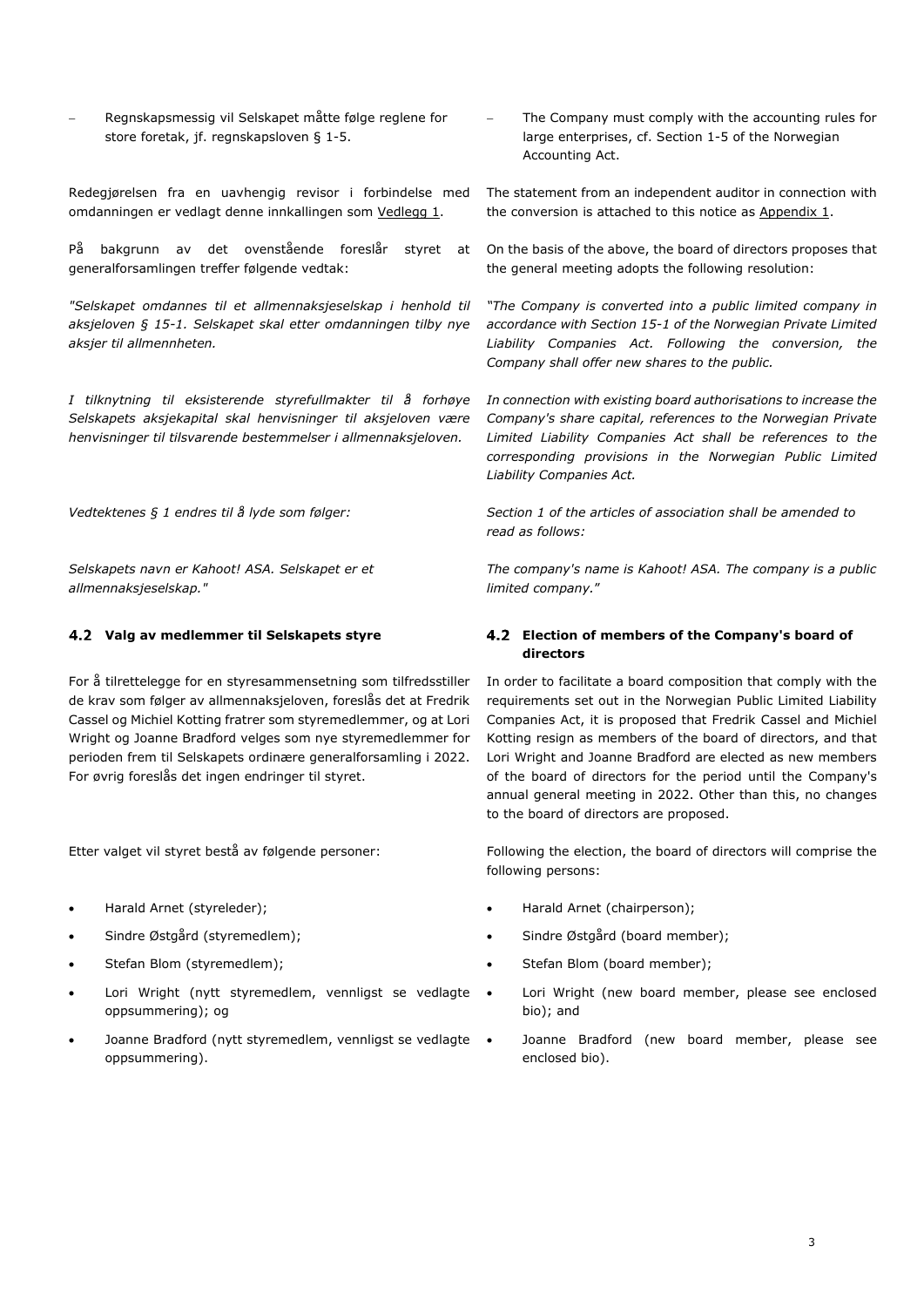- Regnskapsmessig vil Selskapet måtte følge reglene for store foretak, jf. regnskapsloven § 1-5.

Redegjørelsen fra en uavhengig revisor i forbindelse med omdanningen er vedlagt denne innkallingen som Vedlegg 1.

På bakgrunn av det ovenstående foreslår styret at generalforsamlingen treffer følgende vedtak:

*"Selskapet omdannes til et allmennaksjeselskap i henhold til aksjeloven § 15-1. Selskapet skal etter omdanningen tilby nye aksjer til allmennheten.*

*I tilknytning til eksisterende styrefullmakter til å forhøye Selskapets aksjekapital skal henvisninger til aksjeloven være henvisninger til tilsvarende bestemmelser i allmennaksjeloven.*

*Vedtektenes § 1 endres til å lyde som følger:*

*Selskapets navn er Kahoot! ASA. Selskapet er et allmennaksjeselskap."*

## 4.2 Valg av medlemmer til Selskapets styre

For å tilrettelegge for en styresammensetning som tilfredsstiller de krav som følger av allmennaksjeloven, foreslås det at Fredrik Cassel og Michiel Kotting fratrer som styremedlemmer, og at Lori Wright og Joanne Bradford velges som nye styremedlemmer for perioden frem til Selskapets ordinære generalforsamling i 2022. For øvrig foreslås det ingen endringer til styret.

Etter valget vil styret bestå av følgende personer:

- Harald Arnet (styreleder);
- Sindre Østgård (styremedlem);
- Stefan Blom (styremedlem);
- Lori Wright (nytt styremedlem, vennligst se vedlagte oppsummering); og
- Joanne Bradford (nytt styremedlem, vennligst se vedlagte oppsummering).

- The Company must comply with the accounting rules for large enterprises, cf. Section 1-5 of the Norwegian Accounting Act.

The statement from an independent auditor in connection with the conversion is attached to this notice as Appendix 1.

On the basis of the above, the board of directors proposes that the general meeting adopts the following resolution:

*"The Company is converted into a public limited company in accordance with Section 15-1 of the Norwegian Private Limited Liability Companies Act. Following the conversion, the Company shall offer new shares to the public.*

*In connection with existing board authorisations to increase the Company's share capital, references to the Norwegian Private Limited Liability Companies Act shall be references to the corresponding provisions in the Norwegian Public Limited Liability Companies Act.*

*Section 1 of the articles of association shall be amended to read as follows:*

*The company's name is Kahoot! ASA. The company is a public limited company."*

## 4.2 Election of members of the Company's board of directors

In order to facilitate a board composition that comply with the requirements set out in the Norwegian Public Limited Liability Companies Act, it is proposed that Fredrik Cassel and Michiel Kotting resign as members of the board of directors, and that Lori Wright and Joanne Bradford are elected as new members of the board of directors for the period until the Company's annual general meeting in 2022. Other than this, no changes to the board of directors are proposed.

Following the election, the board of directors will comprise the following persons:

- Harald Arnet (chairperson);
- Sindre Østgård (board member);
- Stefan Blom (board member);
- Lori Wright (new board member, please see enclosed bio); and
- Joanne Bradford (new board member, please see enclosed bio).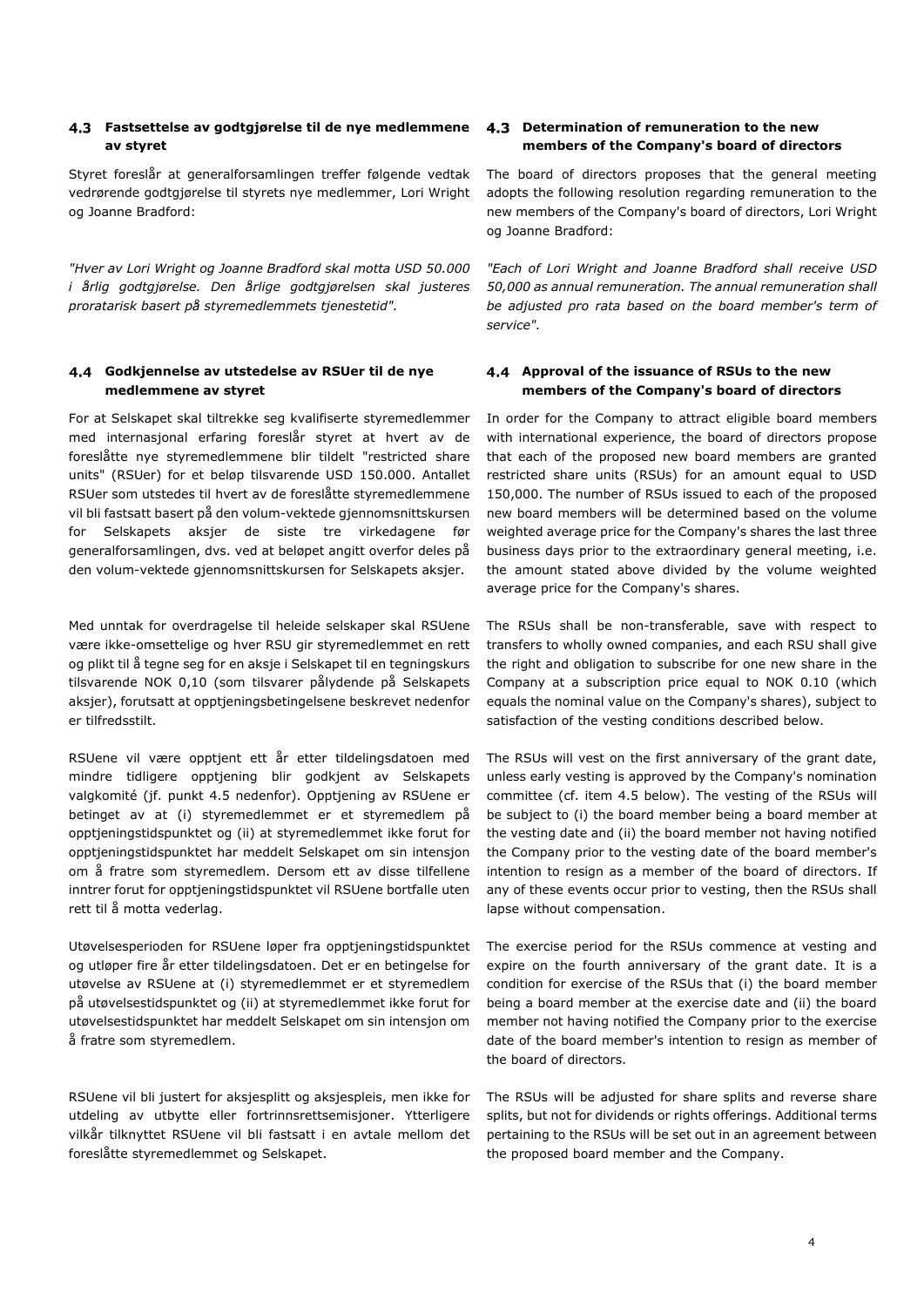### 4.3 Fastsettelse av godtgjørelse til de nye medlemmene av styret

Styret foreslår at generalforsamlingen treffer følgende vedtak vedrørende godtgjørelse til styrets nye medlemmer, Lori Wright og Joanne Bradford:

*"Hver av Lori Wright og Joanne Bradford skal motta USD 50.000 i årlig godtgjørelse. Den årlige godtgjørelsen skal justeres proratarisk basert på styremedlemmets tjenestetid".*

### 4.4 Godkjennelse av utstedelse av RSUer til de nye medlemmene av styret

For at Selskapet skal tiltrekke seg kvalifiserte styremedlemmer med internasjonal erfaring foreslår styret at hvert av de foreslåtte nye styremedlemmene blir tildelt "restricted share units" (RSUer) for et beløp tilsvarende USD 150.000. Antallet RSUer som utstedes til hvert av de foreslåtte styremedlemmene vil bli fastsatt basert på den volum-vektede gjennomsnittskursen for Selskapets aksjer de siste tre virkedagene før generalforsamlingen, dvs. ved at beløpet angitt overfor deles på den volum-vektede gjennomsnittskursen for Selskapets aksjer.

Med unntak for overdragelse til heleide selskaper skal RSUene være ikke-omsettelige og hver RSU gir styremedlemmet en rett og plikt til å tegne seg for en aksje i Selskapet til en tegningskurs tilsvarende NOK 0,10 (som tilsvarer pålydende på Selskapets aksjer), forutsatt at opptjeningsbetingelsene beskrevet nedenfor er tilfredsstilt.

RSUene vil være opptjent ett år etter tildelingsdatoen med mindre tidligere opptjening blir godkjent av Selskapets valgkomité (jf. punkt 4.5 nedenfor). Opptjening av RSUene er betinget av at (i) styremedlemmet er et styremedlem på opptjeningstidspunktet og (ii) at styremedlemmet ikke forut for opptjeningstidspunktet har meddelt Selskapet om sin intensjon om å fratre som styremedlem. Dersom ett av disse tilfellene inntrer forut for opptjeningstidspunktet vil RSUene bortfalle uten rett til å motta vederlag.

Utøvelsesperioden for RSUene løper fra opptjeningstidspunktet og utløper fire år etter tildelingsdatoen. Det er en betingelse for utøvelse av RSUene at (i) styremedlemmet er et styremedlem på utøvelsestidspunktet og (ii) at styremedlemmet ikke forut for utøvelsestidspunktet har meddelt Selskapet om sin intensjon om å fratre som styremedlem.

RSUene vil bli justert for aksjesplitt og aksjespleis, men ikke for utdeling av utbytte eller fortrinnsrettsemisjoner. Ytterligere vilkår tilknyttet RSUene vil bli fastsatt i en avtale mellom det foreslåtte styremedlemmet og Selskapet.

### 4.3 Determination of remuneration to the new members of the Company's board of directors

The board of directors proposes that the general meeting adopts the following resolution regarding remuneration to the new members of the Company's board of directors, Lori Wright og Joanne Bradford:

*"Each of Lori Wright and Joanne Bradford shall receive USD 50,000 as annual remuneration. The annual remuneration shall be adjusted pro rata based on the board member's term of service".*

### 4.4 Approval of the issuance of RSUs to the new members of the Company's board of directors

In order for the Company to attract eligible board members with international experience, the board of directors propose that each of the proposed new board members are granted restricted share units (RSUs) for an amount equal to USD 150,000. The number of RSUs issued to each of the proposed new board members will be determined based on the volume weighted average price for the Company's shares the last three business days prior to the extraordinary general meeting, i.e. the amount stated above divided by the volume weighted average price for the Company's shares.

The RSUs shall be non-transferable, save with respect to transfers to wholly owned companies, and each RSU shall give the right and obligation to subscribe for one new share in the Company at a subscription price equal to NOK 0.10 (which equals the nominal value on the Company's shares), subject to satisfaction of the vesting conditions described below.

The RSUs will vest on the first anniversary of the grant date, unless early vesting is approved by the Company's nomination committee (cf. item 4.5 below). The vesting of the RSUs will be subject to (i) the board member being a board member at the vesting date and (ii) the board member not having notified the Company prior to the vesting date of the board member's intention to resign as a member of the board of directors. If any of these events occur prior to vesting, then the RSUs shall lapse without compensation.

The exercise period for the RSUs commence at vesting and expire on the fourth anniversary of the grant date. It is a condition for exercise of the RSUs that (i) the board member being a board member at the exercise date and (ii) the board member not having notified the Company prior to the exercise date of the board member's intention to resign as member of the board of directors.

The RSUs will be adjusted for share splits and reverse share splits, but not for dividends or rights offerings. Additional terms pertaining to the RSUs will be set out in an agreement between the proposed board member and the Company.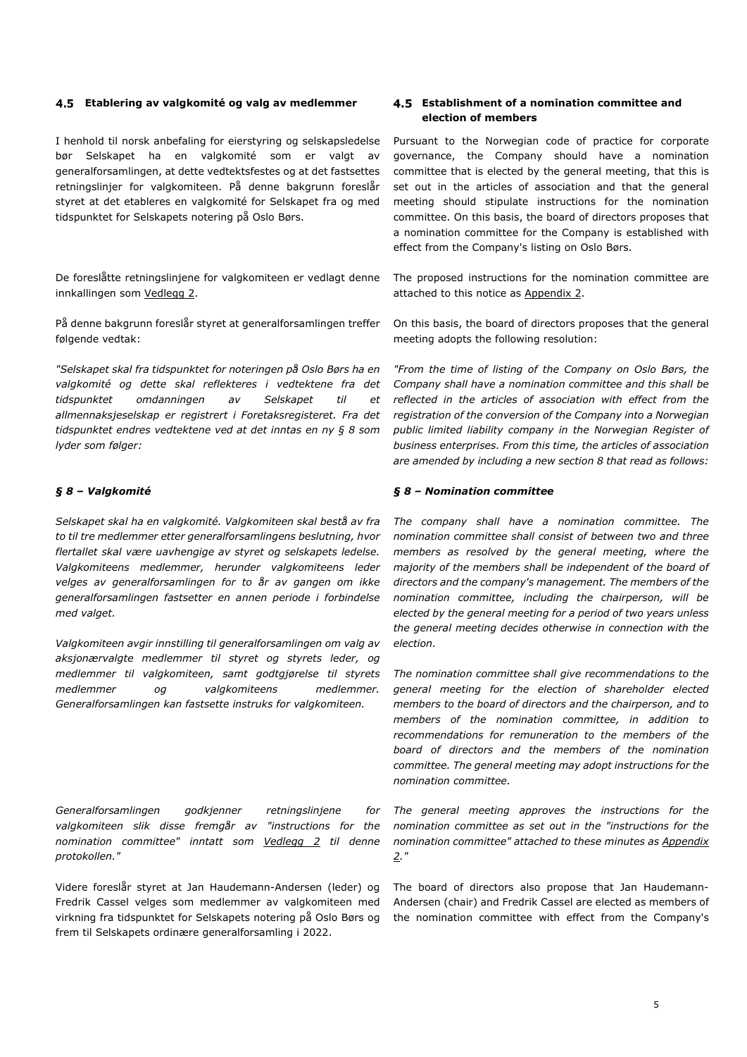### 4.5 Etablering av valgkomité og valg av medlemmer

I henhold til norsk anbefaling for eierstyring og selskapsledelse bør Selskapet ha en valgkomité som er valgt av generalforsamlingen, at dette vedtektsfestes og at det fastsettes retningslinjer for valgkomiteen. På denne bakgrunn foreslår styret at det etableres en valgkomité for Selskapet fra og med tidspunktet for Selskapets notering på Oslo Børs.

De foreslåtte retningslinjene for valgkomiteen er vedlagt denne innkallingen som Vedlegg 2.

På denne bakgrunn foreslår styret at generalforsamlingen treffer følgende vedtak:

*"Selskapet skal fra tidspunktet for noteringen på Oslo Børs ha en valgkomité og dette skal reflekteres i vedtektene fra det tidspunktet omdanningen av Selskapet til et allmennaksjeselskap er registrert i Foretaksregisteret. Fra det tidspunktet endres vedtektene ved at det inntas en ny § 8 som lyder som følger:*

***§ 8 – Valgkomité***

*Selskapet skal ha en valgkomité. Valgkomiteen skal bestå av fra to til tre medlemmer etter generalforsamlingens beslutning, hvor flertallet skal være uavhengige av styret og selskapets ledelse. Valgkomiteens medlemmer, herunder valgkomiteens leder velges av generalforsamlingen for to år av gangen om ikke generalforsamlingen fastsetter en annen periode i forbindelse med valget.*

*Valgkomiteen avgir innstilling til generalforsamlingen om valg av aksjonærvalgte medlemmer til styret og styrets leder, og medlemmer til valgkomiteen, samt godtgjørelse til styrets medlemmer og valgkomiteens medlemmer. Generalforsamlingen kan fastsette instruks for valgkomiteen.*

*Generalforsamlingen godkjenner retningslinjene for valgkomiteen slik disse fremgår av "instructions for the nomination committee" inntatt som Vedlegg 2 til denne protokollen."*

Videre foreslår styret at Jan Haudemann-Andersen (leder) og Fredrik Cassel velges som medlemmer av valgkomiteen med virkning fra tidspunktet for Selskapets notering på Oslo Børs og frem til Selskapets ordinære generalforsamling i 2022.

### 4.5 Establishment of a nomination committee and election of members

Pursuant to the Norwegian code of practice for corporate governance, the Company should have a nomination committee that is elected by the general meeting, that this is set out in the articles of association and that the general meeting should stipulate instructions for the nomination committee. On this basis, the board of directors proposes that a nomination committee for the Company is established with effect from the Company's listing on Oslo Børs.

The proposed instructions for the nomination committee are attached to this notice as Appendix 2.

On this basis, the board of directors proposes that the general meeting adopts the following resolution:

*"From the time of listing of the Company on Oslo Børs, the Company shall have a nomination committee and this shall be reflected in the articles of association with effect from the registration of the conversion of the Company into a Norwegian public limited liability company in the Norwegian Register of business enterprises. From this time, the articles of association are amended by including a new section 8 that read as follows:*

***§ 8 – Nomination committee***

*The company shall have a nomination committee. The nomination committee shall consist of between two and three members as resolved by the general meeting, where the majority of the members shall be independent of the board of directors and the company's management. The members of the nomination committee, including the chairperson, will be elected by the general meeting for a period of two years unless the general meeting decides otherwise in connection with the election.*

*The nomination committee shall give recommendations to the general meeting for the election of shareholder elected members to the board of directors and the chairperson, and to members of the nomination committee, in addition to recommendations for remuneration to the members of the board of directors and the members of the nomination committee. The general meeting may adopt instructions for the nomination committee.*

*The general meeting approves the instructions for the nomination committee as set out in the "instructions for the nomination committee" attached to these minutes as Appendix 2."*

The board of directors also propose that Jan Haudemann-Andersen (chair) and Fredrik Cassel are elected as members of the nomination committee with effect from the Company's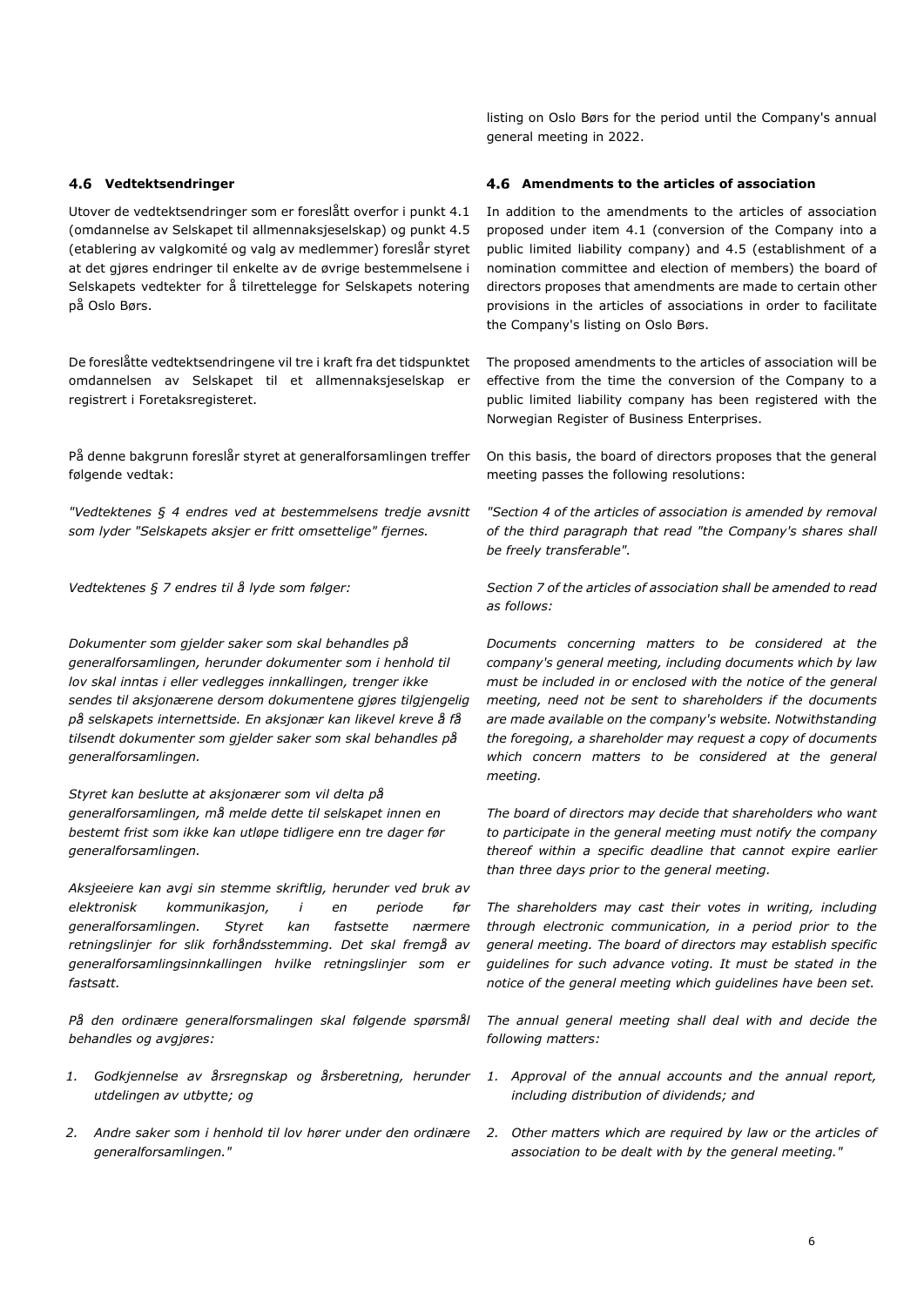listing on Oslo Børs for the period until the Company's annual general meeting in 2022.

### 4.6 Vedtektsendringer

Utover de vedtektsendringer som er foreslått overfor i punkt 4.1 (omdannelse av Selskapet til allmennaksjeselskap) og punkt 4.5 (etablering av valgkomité og valg av medlemmer) foreslår styret at det gjøres endringer til enkelte av de øvrige bestemmelsene i Selskapets vedtekter for å tilrettelegge for Selskapets notering på Oslo Børs.

De foreslåtte vedtektsendringene vil tre i kraft fra det tidspunktet omdannelsen av Selskapet til et allmennaksjeselskap er registrert i Foretaksregisteret.

På denne bakgrunn foreslår styret at generalforsamlingen treffer følgende vedtak:

*"Vedtektenes § 4 endres ved at bestemmelsens tredje avsnitt som lyder "Selskapets aksjer er fritt omsettelige" fjernes.*

*Vedtektenes § 7 endres til å lyde som følger:*

*Dokumenter som gjelder saker som skal behandles på generalforsamlingen, herunder dokumenter som i henhold til lov skal inntas i eller vedlegges innkallingen, trenger ikke sendes til aksjonærene dersom dokumentene gjøres tilgjengelig på selskapets internettside. En aksjonær kan likevel kreve å få tilsendt dokumenter som gjelder saker som skal behandles på generalforsamlingen.*

*Styret kan beslutte at aksjonærer som vil delta på generalforsamlingen, må melde dette til selskapet innen en bestemt frist som ikke kan utløpe tidligere enn tre dager før generalforsamlingen.*

*Aksjeeiere kan avgi sin stemme skriftlig, herunder ved bruk av elektronisk kommunikasjon, i en periode før generalforsamlingen. Styret kan fastsette nærmere retningslinjer for slik forhåndsstemming. Det skal fremgå av generalforsamlingsinnkallingen hvilke retningslinjer som er fastsatt.*

*På den ordinære generalforsmalingen skal følgende spørsmål behandles og avgjøres:*

1. *Godkjennelse av årsregnskap og årsberetning, herunder utdelingen av utbytte; og*
2. *Andre saker som i henhold til lov hører under den ordinære generalforsamlingen."*

### 4.6 Amendments to the articles of association

In addition to the amendments to the articles of association proposed under item 4.1 (conversion of the Company into a public limited liability company) and 4.5 (establishment of a nomination committee and election of members) the board of directors proposes that amendments are made to certain other provisions in the articles of associations in order to facilitate the Company's listing on Oslo Børs.

The proposed amendments to the articles of association will be effective from the time the conversion of the Company to a public limited liability company has been registered with the Norwegian Register of Business Enterprises.

On this basis, the board of directors proposes that the general meeting passes the following resolutions:

*"Section 4 of the articles of association is amended by removal of the third paragraph that read "the Company's shares shall be freely transferable".*

*Section 7 of the articles of association shall be amended to read as follows:*

*Documents concerning matters to be considered at the company's general meeting, including documents which by law must be included in or enclosed with the notice of the general meeting, need not be sent to shareholders if the documents are made available on the company's website. Notwithstanding the foregoing, a shareholder may request a copy of documents which concern matters to be considered at the general meeting.*

*The board of directors may decide that shareholders who want to participate in the general meeting must notify the company thereof within a specific deadline that cannot expire earlier than three days prior to the general meeting.*

*The shareholders may cast their votes in writing, including through electronic communication, in a period prior to the general meeting. The board of directors may establish specific guidelines for such advance voting. It must be stated in the notice of the general meeting which guidelines have been set.*

*The annual general meeting shall deal with and decide the following matters:*

1. *Approval of the annual accounts and the annual report, including distribution of dividends; and*
2. *Other matters which are required by law or the articles of association to be dealt with by the general meeting."*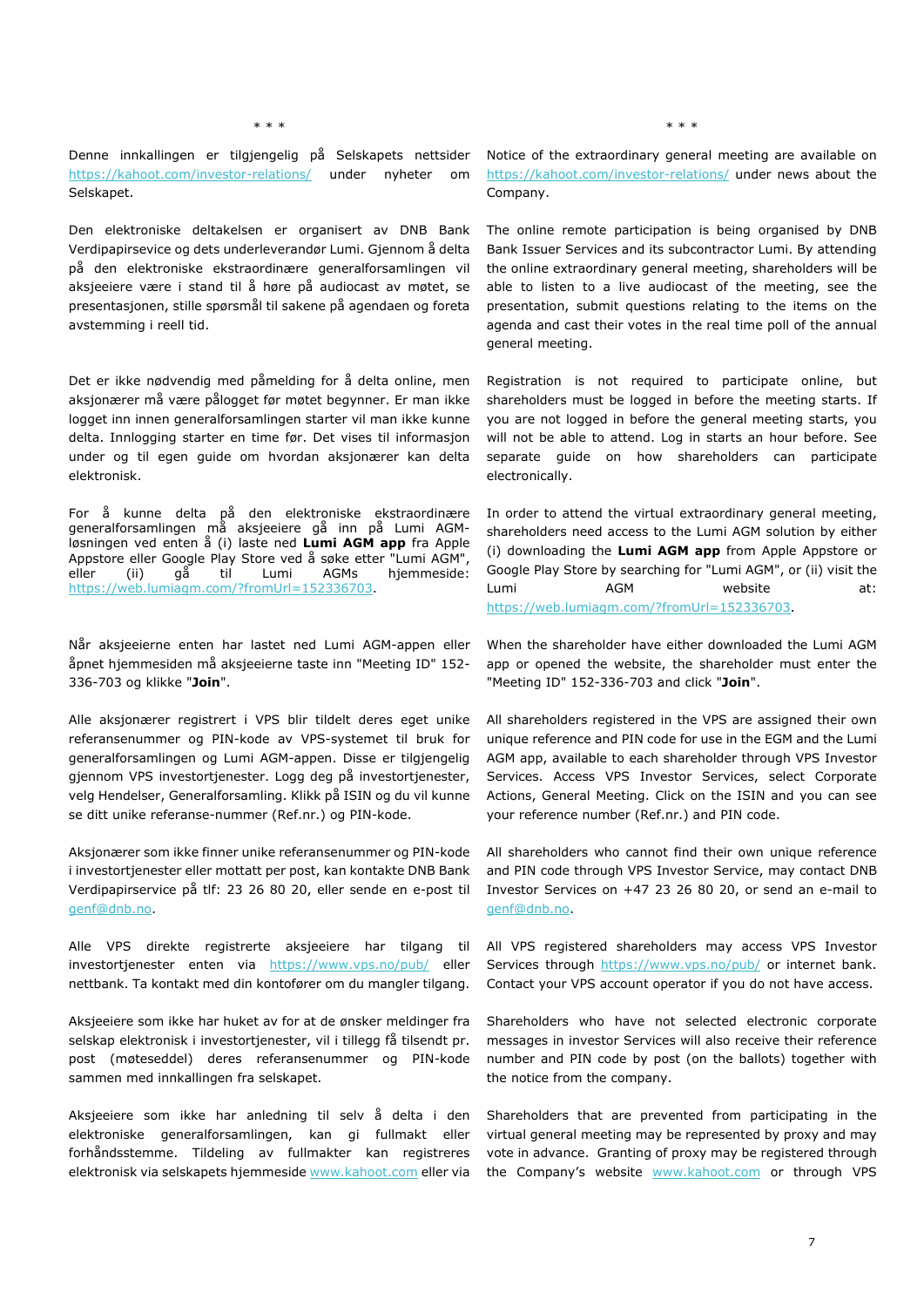\* \* \*

Denne innkallingen er tilgjengelig på Selskapets nettsider https://kahoot.com/investor-relations/ under nyheter om Selskapet.

Den elektroniske deltakelsen er organisert av DNB Bank Verdipapirsevice og dets underleverandør Lumi. Gjennom å delta på den elektroniske ekstraordinære generalforsamlingen vil aksjeeiere være i stand til å høre på audiocast av møtet, se presentasjonen, stille spørsmål til sakene på agendaen og foreta avstemming i reell tid.

Det er ikke nødvendig med påmelding for å delta online, men aksjonærer må være pålogget før møtet begynner. Er man ikke logget inn innen generalforsamlingen starter vil man ikke kunne delta. Innlogging starter en time før. Det vises til informasjon under og til egen guide om hvordan aksjonærer kan delta elektronisk.

For å kunne delta på den elektroniske ekstraordinære generalforsamlingen må aksjeeiere gå inn på Lumi AGM-løsningen ved enten å (i) laste ned **Lumi AGM app** fra Apple Appstore eller Google Play Store ved å søke etter "Lumi AGM", eller (ii) gå til Lumi AGMs hjemmeside: https://web.lumiagm.com/?fromUrl=152336703.

Når aksjeeierne enten har lastet ned Lumi AGM-appen eller åpnet hjemmesiden må aksjeeierne taste inn "Meeting ID" 152-336-703 og klikke "**Join**".

Alle aksjonærer registrert i VPS blir tildelt deres eget unike referansenummer og PIN-kode av VPS-systemet til bruk for generalforsamlingen og Lumi AGM-appen. Disse er tilgjengelig gjennom VPS investortjenester. Logg deg på investortjenester, velg Hendelser, Generalforsamling. Klikk på ISIN og du vil kunne se ditt unike referanse-nummer (Ref.nr.) og PIN-kode.

Aksjonærer som ikke finner unike referansenummer og PIN-kode i investortjenester eller mottatt per post, kan kontakte DNB Bank Verdipapirservice på tlf: 23 26 80 20, eller sende en e-post til genf@dnb.no.

Alle VPS direkte registrerte aksjeeiere har tilgang til investortjenester enten via https://www.vps.no/pub/ eller nettbank. Ta kontakt med din kontofører om du mangler tilgang.

Aksjeeiere som ikke har huket av for at de ønsker meldinger fra selskap elektronisk i investortjenester, vil i tillegg få tilsendt pr. post (møteseddel) deres referansenummer og PIN-kode sammen med innkallingen fra selskapet.

Aksjeeiere som ikke har anledning til selv å delta i den elektroniske generalforsamlingen, kan gi fullmakt eller forhåndsstemme. Tildeling av fullmakter kan registreres elektronisk via selskapets hjemmeside www.kahoot.com eller via

\* \* \*

Notice of the extraordinary general meeting are available on https://kahoot.com/investor-relations/ under news about the Company.

The online remote participation is being organised by DNB Bank Issuer Services and its subcontractor Lumi. By attending the online extraordinary general meeting, shareholders will be able to listen to a live audiocast of the meeting, see the presentation, submit questions relating to the items on the agenda and cast their votes in the real time poll of the annual general meeting.

Registration is not required to participate online, but shareholders must be logged in before the meeting starts. If you are not logged in before the general meeting starts, you will not be able to attend. Log in starts an hour before. See separate guide on how shareholders can participate electronically.

In order to attend the virtual extraordinary general meeting, shareholders need access to the Lumi AGM solution by either (i) downloading the **Lumi AGM app** from Apple Appstore or Google Play Store by searching for "Lumi AGM", or (ii) visit the Lumi AGM website at: https://web.lumiagm.com/?fromUrl=152336703.

When the shareholder have either downloaded the Lumi AGM app or opened the website, the shareholder must enter the "Meeting ID" 152-336-703 and click "**Join**".

All shareholders registered in the VPS are assigned their own unique reference and PIN code for use in the EGM and the Lumi AGM app, available to each shareholder through VPS Investor Services. Access VPS Investor Services, select Corporate Actions, General Meeting. Click on the ISIN and you can see your reference number (Ref.nr.) and PIN code.

All shareholders who cannot find their own unique reference and PIN code through VPS Investor Service, may contact DNB Investor Services on +47 23 26 80 20, or send an e-mail to genf@dnb.no.

All VPS registered shareholders may access VPS Investor Services through https://www.vps.no/pub/ or internet bank. Contact your VPS account operator if you do not have access.

Shareholders who have not selected electronic corporate messages in investor Services will also receive their reference number and PIN code by post (on the ballots) together with the notice from the company.

Shareholders that are prevented from participating in the virtual general meeting may be represented by proxy and may vote in advance. Granting of proxy may be registered through the Company's website www.kahoot.com or through VPS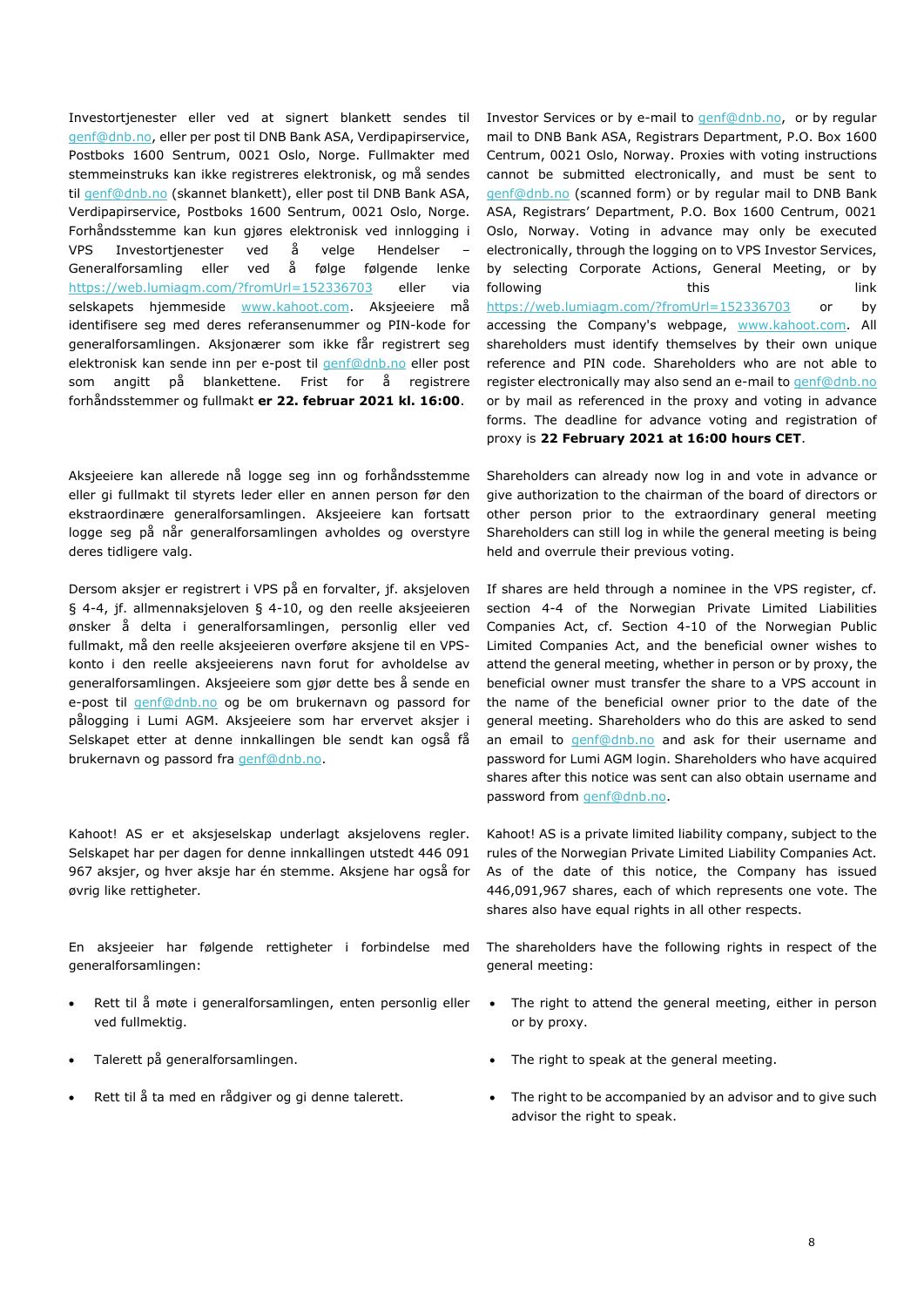Investortjenester eller ved at signert blankett sendes til genf@dnb.no, eller per post til DNB Bank ASA, Verdipapirservice, Postboks 1600 Sentrum, 0021 Oslo, Norge. Fullmakter med stemmeinstruks kan ikke registreres elektronisk, og må sendes til genf@dnb.no (skannet blankett), eller post til DNB Bank ASA, Verdipapirservice, Postboks 1600 Sentrum, 0021 Oslo, Norge. Forhåndsstemme kan kun gjøres elektronisk ved innlogging i VPS Investortjenester ved å velge Hendelser – Generalforsamling eller ved å følge følgende lenke https://web.lumiagm.com/?fromUrl=152336703 eller via selskapets hjemmeside www.kahoot.com. Aksjeeiere må identifisere seg med deres referansenummer og PIN-kode for generalforsamlingen. Aksjonærer som ikke får registrert seg elektronisk kan sende inn per e-post til genf@dnb.no eller post som angitt på blankettene. Frist for å registrere forhåndsstemmer og fullmakt **er 22. februar 2021 kl. 16:00**.

Investor Services or by e-mail to genf@dnb.no, or by regular mail to DNB Bank ASA, Registrars Department, P.O. Box 1600 Centrum, 0021 Oslo, Norway. Proxies with voting instructions cannot be submitted electronically, and must be sent to genf@dnb.no (scanned form) or by regular mail to DNB Bank ASA, Registrars' Department, P.O. Box 1600 Centrum, 0021 Oslo, Norway. Voting in advance may only be executed electronically, through the logging on to VPS Investor Services, by selecting Corporate Actions, General Meeting, or by following this link https://web.lumiagm.com/?fromUrl=152336703 or by accessing the Company's webpage, www.kahoot.com. All shareholders must identify themselves by their own unique reference and PIN code. Shareholders who are not able to register electronically may also send an e-mail to genf@dnb.no or by mail as referenced in the proxy and voting in advance forms. The deadline for advance voting and registration of proxy is **22 February 2021 at 16:00 hours CET**.

Aksjeeiere kan allerede nå logge seg inn og forhåndsstemme eller gi fullmakt til styrets leder eller en annen person før den ekstraordinære generalforsamlingen. Aksjeeiere kan fortsatt logge seg på når generalforsamlingen avholdes og overstyre deres tidligere valg.

Shareholders can already now log in and vote in advance or give authorization to the chairman of the board of directors or other person prior to the extraordinary general meeting Shareholders can still log in while the general meeting is being held and overrule their previous voting.

Dersom aksjer er registrert i VPS på en forvalter, jf. aksjeloven § 4-4, jf. allmennaksjeloven § 4-10, og den reelle aksjeeieren ønsker å delta i generalforsamlingen, personlig eller ved fullmakt, må den reelle aksjeeieren overføre aksjene til en VPS-konto i den reelle aksjeeierens navn forut for avholdelse av generalforsamlingen. Aksjeeiere som gjør dette bes å sende en e-post til genf@dnb.no og be om brukernavn og passord for pålogging i Lumi AGM. Aksjeeiere som har ervervet aksjer i Selskapet etter at denne innkallingen ble sendt kan også få brukernavn og passord fra genf@dnb.no.

If shares are held through a nominee in the VPS register, cf. section 4-4 of the Norwegian Private Limited Liabilities Companies Act, cf. Section 4-10 of the Norwegian Public Limited Companies Act, and the beneficial owner wishes to attend the general meeting, whether in person or by proxy, the beneficial owner must transfer the share to a VPS account in the name of the beneficial owner prior to the date of the general meeting. Shareholders who do this are asked to send an email to genf@dnb.no and ask for their username and password for Lumi AGM login. Shareholders who have acquired shares after this notice was sent can also obtain username and password from genf@dnb.no.

Kahoot! AS er et aksjeselskap underlagt aksjelovens regler. Selskapet har per dagen for denne innkallingen utstedt 446 091 967 aksjer, og hver aksje har én stemme. Aksjene har også for øvrig like rettigheter.

Kahoot! AS is a private limited liability company, subject to the rules of the Norwegian Private Limited Liability Companies Act. As of the date of this notice, the Company has issued 446,091,967 shares, each of which represents one vote. The shares also have equal rights in all other respects.

En aksjeeier har følgende rettigheter i forbindelse med generalforsamlingen:

- Rett til å møte i generalforsamlingen, enten personlig eller ved fullmektig.
- Talerett på generalforsamlingen.
- Rett til å ta med en rådgiver og gi denne talerett.

The shareholders have the following rights in respect of the general meeting:

- The right to attend the general meeting, either in person or by proxy.
- The right to speak at the general meeting.
- The right to be accompanied by an advisor and to give such advisor the right to speak.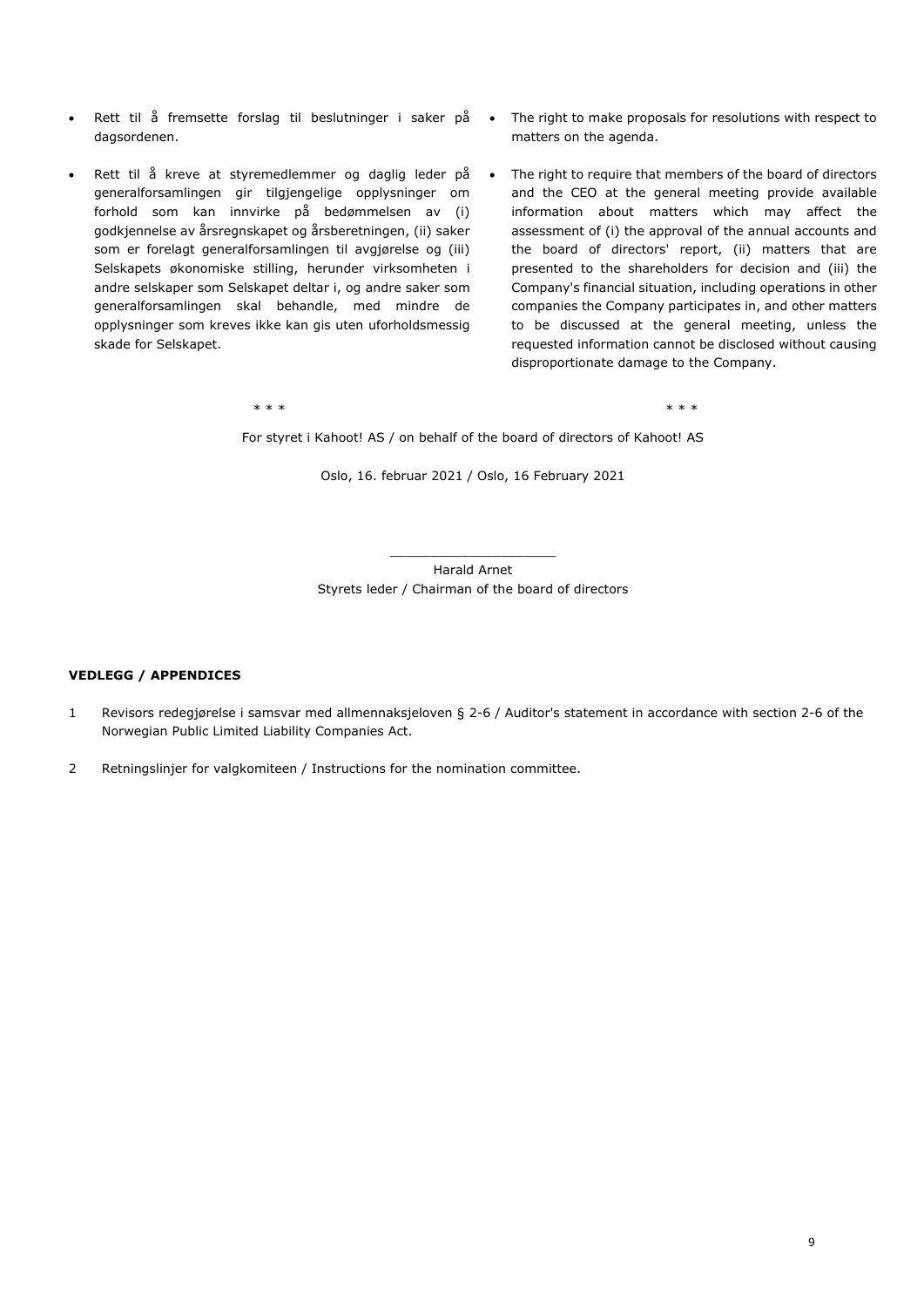- Rett til å fremsette forslag til beslutninger i saker på dagsordenen.

- Rett til å kreve at styremedlemmer og daglig leder på generalforsamlingen gir tilgjengelige opplysninger om forhold som kan innvirke på bedømmelsen av (i) godkjennelse av årsregnskapet og årsberetningen, (ii) saker som er forelagt generalforsamlingen til avgjørelse og (iii) Selskapets økonomiske stilling, herunder virksomheten i andre selskaper som Selskapet deltar i, og andre saker som generalforsamlingen skal behandle, med mindre de opplysninger som kreves ikke kan gis uten uforholdsmessig skade for Selskapet.

- The right to make proposals for resolutions with respect to matters on the agenda.

- The right to require that members of the board of directors and the CEO at the general meeting provide available information about matters which may affect the assessment of (i) the approval of the annual accounts and the board of directors' report, (ii) matters that are presented to the shareholders for decision and (iii) the Company's financial situation, including operations in other companies the Company participates in, and other matters to be discussed at the general meeting, unless the requested information cannot be disclosed without causing disproportionate damage to the Company.

\* \* \* \* \* \*

For styret i Kahoot! AS / on behalf of the board of directors of Kahoot! AS

Oslo, 16. februar 2021 / Oslo, 16 February 2021

\_\_\_\_\_\_\_\_\_\_\_\_\_\_\_\_\_\_\_\_

Harald Arnet

Styrets leder / Chairman of the board of directors

**VEDLEGG / APPENDICES**

1. Revisors redegjørelse i samsvar med allmennaksjeloven § 2-6 / Auditor's statement in accordance with section 2-6 of the Norwegian Public Limited Liability Companies Act.

2. Retningslinjer for valgkomiteen / Instructions for the nomination committee.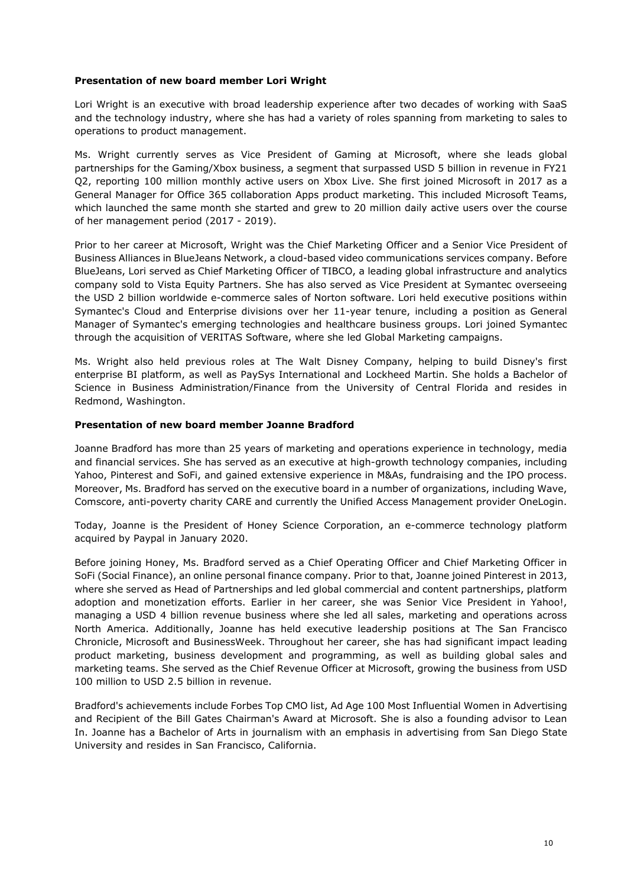**Presentation of new board member Lori Wright**

Lori Wright is an executive with broad leadership experience after two decades of working with SaaS and the technology industry, where she has had a variety of roles spanning from marketing to sales to operations to product management.

Ms. Wright currently serves as Vice President of Gaming at Microsoft, where she leads global partnerships for the Gaming/Xbox business, a segment that surpassed USD 5 billion in revenue in FY21 Q2, reporting 100 million monthly active users on Xbox Live. She first joined Microsoft in 2017 as a General Manager for Office 365 collaboration Apps product marketing. This included Microsoft Teams, which launched the same month she started and grew to 20 million daily active users over the course of her management period (2017 - 2019).

Prior to her career at Microsoft, Wright was the Chief Marketing Officer and a Senior Vice President of Business Alliances in BlueJeans Network, a cloud-based video communications services company. Before BlueJeans, Lori served as Chief Marketing Officer of TIBCO, a leading global infrastructure and analytics company sold to Vista Equity Partners. She has also served as Vice President at Symantec overseeing the USD 2 billion worldwide e-commerce sales of Norton software. Lori held executive positions within Symantec's Cloud and Enterprise divisions over her 11-year tenure, including a position as General Manager of Symantec's emerging technologies and healthcare business groups. Lori joined Symantec through the acquisition of VERITAS Software, where she led Global Marketing campaigns.

Ms. Wright also held previous roles at The Walt Disney Company, helping to build Disney's first enterprise BI platform, as well as PaySys International and Lockheed Martin. She holds a Bachelor of Science in Business Administration/Finance from the University of Central Florida and resides in Redmond, Washington.

**Presentation of new board member Joanne Bradford**

Joanne Bradford has more than 25 years of marketing and operations experience in technology, media and financial services. She has served as an executive at high-growth technology companies, including Yahoo, Pinterest and SoFi, and gained extensive experience in M&As, fundraising and the IPO process. Moreover, Ms. Bradford has served on the executive board in a number of organizations, including Wave, Comscore, anti-poverty charity CARE and currently the Unified Access Management provider OneLogin.

Today, Joanne is the President of Honey Science Corporation, an e-commerce technology platform acquired by Paypal in January 2020.

Before joining Honey, Ms. Bradford served as a Chief Operating Officer and Chief Marketing Officer in SoFi (Social Finance), an online personal finance company. Prior to that, Joanne joined Pinterest in 2013, where she served as Head of Partnerships and led global commercial and content partnerships, platform adoption and monetization efforts. Earlier in her career, she was Senior Vice President in Yahoo!, managing a USD 4 billion revenue business where she led all sales, marketing and operations across North America. Additionally, Joanne has held executive leadership positions at The San Francisco Chronicle, Microsoft and BusinessWeek. Throughout her career, she has had significant impact leading product marketing, business development and programming, as well as building global sales and marketing teams. She served as the Chief Revenue Officer at Microsoft, growing the business from USD 100 million to USD 2.5 billion in revenue.

Bradford's achievements include Forbes Top CMO list, Ad Age 100 Most Influential Women in Advertising and Recipient of the Bill Gates Chairman's Award at Microsoft. She is also a founding advisor to Lean In. Joanne has a Bachelor of Arts in journalism with an emphasis in advertising from San Diego State University and resides in San Francisco, California.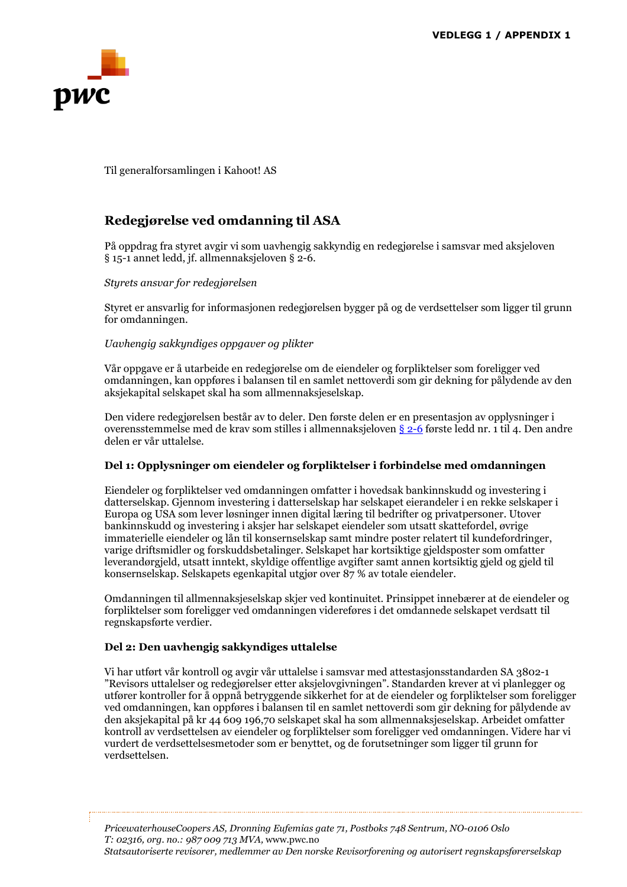VEDLEGG 1 / APPENDIX 1

Til generalforsamlingen i Kahoot! AS

## Redegjørelse ved omdanning til ASA

På oppdrag fra styret avgir vi som uavhengig sakkyndig en redegjørelse i samsvar med aksjeloven § 15-1 annet ledd, jf. allmennaksjeloven § 2-6.

*Styrets ansvar for redegjørelsen*

Styret er ansvarlig for informasjonen redegjørelsen bygger på og de verdsettelser som ligger til grunn for omdanningen.

*Uavhengig sakkyndiges oppgaver og plikter*

Vår oppgave er å utarbeide en redegjørelse om de eiendeler og forpliktelser som foreligger ved omdanningen, kan oppføres i balansen til en samlet nettoverdi som gir dekning for pålydende av den aksjekapital selskapet skal ha som allmennaksjeselskap.

Den videre redegjørelsen består av to deler. Den første delen er en presentasjon av opplysninger i overensstemmelse med de krav som stilles i allmennaksjeloven § 2-6 første ledd nr. 1 til 4. Den andre delen er vår uttalelse.

### Del 1: Opplysninger om eiendeler og forpliktelser i forbindelse med omdanningen

Eiendeler og forpliktelser ved omdanningen omfatter i hovedsak bankinnskudd og investering i datterselskap. Gjennom investering i datterselskap har selskapet eierandeler i en rekke selskaper i Europa og USA som lever løsninger innen digital læring til bedrifter og privatpersoner. Utover bankinnskudd og investering i aksjer har selskapet eiendeler som utsatt skattefordel, øvrige immaterielle eiendeler og lån til konsernselskap samt mindre poster relatert til kundefordringer, varige driftsmidler og forskuddsbetalinger. Selskapet har kortsiktige gjeldsposter som omfatter leverandørgjeld, utsatt inntekt, skyldige offentlige avgifter samt annen kortsiktig gjeld og gjeld til konsernselskap. Selskapets egenkapital utgjør over 87 % av totale eiendeler.

Omdanningen til allmennaksjeselskap skjer ved kontinuitet. Prinsippet innebærer at de eiendeler og forpliktelser som foreligger ved omdanningen videreføres i det omdannede selskapet verdsatt til regnskapsførte verdier.

### Del 2: Den uavhengig sakkyndiges uttalelse

Vi har utført vår kontroll og avgir vår uttalelse i samsvar med attestasjonsstandarden SA 3802-1 "Revisors uttalelser og redegjørelser etter aksjelovgivningen". Standarden krever at vi planlegger og utfører kontroller for å oppnå betryggende sikkerhet for at de eiendeler og forpliktelser som foreligger ved omdanningen, kan oppføres i balansen til en samlet nettoverdi som gir dekning for pålydende av den aksjekapital på kr 44 609 196,70 selskapet skal ha som allmennaksjeselskap. Arbeidet omfatter kontroll av verdsettelsen av eiendeler og forpliktelser som foreligger ved omdanningen. Videre har vi vurdert de verdsettelsesmetoder som er benyttet, og de forutsetninger som ligger til grunn for verdsettelsen.

*PricewaterhouseCoopers AS, Dronning Eufemias gate 71, Postboks 748 Sentrum, NO-0106 Oslo*
*T: 02316, org. no.: 987 009 713 MVA,* www.pwc.no
*Statsautoriserte revisorer, medlemmer av Den norske Revisorforening og autorisert regnskapsførerselskap*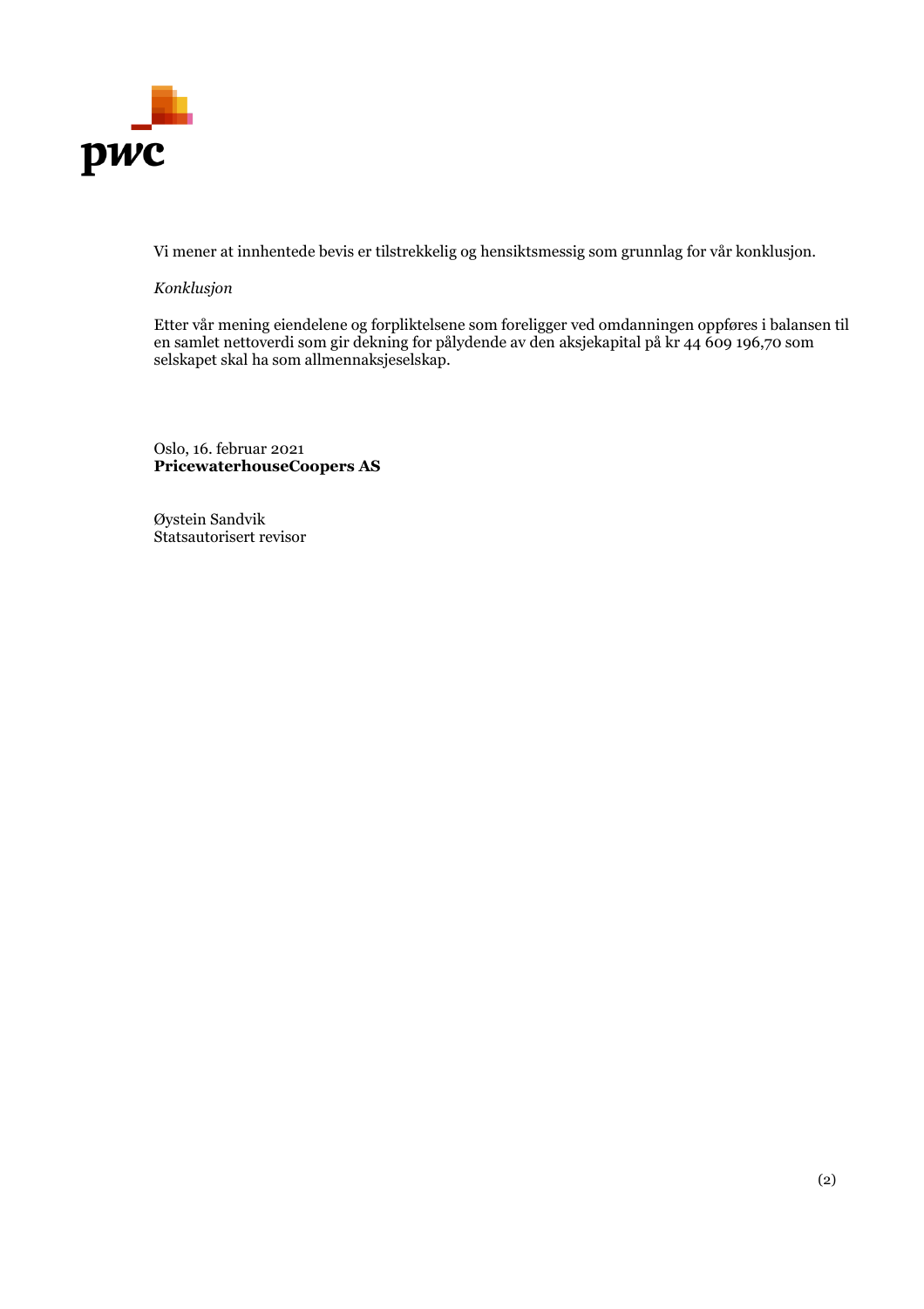Vi mener at innhentede bevis er tilstrekkelig og hensiktsmessig som grunnlag for vår konklusjon.

*Konklusjon*

Etter vår mening eiendelene og forpliktelsene som foreligger ved omdanningen oppføres i balansen til en samlet nettoverdi som gir dekning for pålydende av den aksjekapital på kr 44 609 196,70 som selskapet skal ha som allmennaksjeselskap.

Oslo, 16. februar 2021
**PricewaterhouseCoopers AS**

Øystein Sandvik
Statsautorisert revisor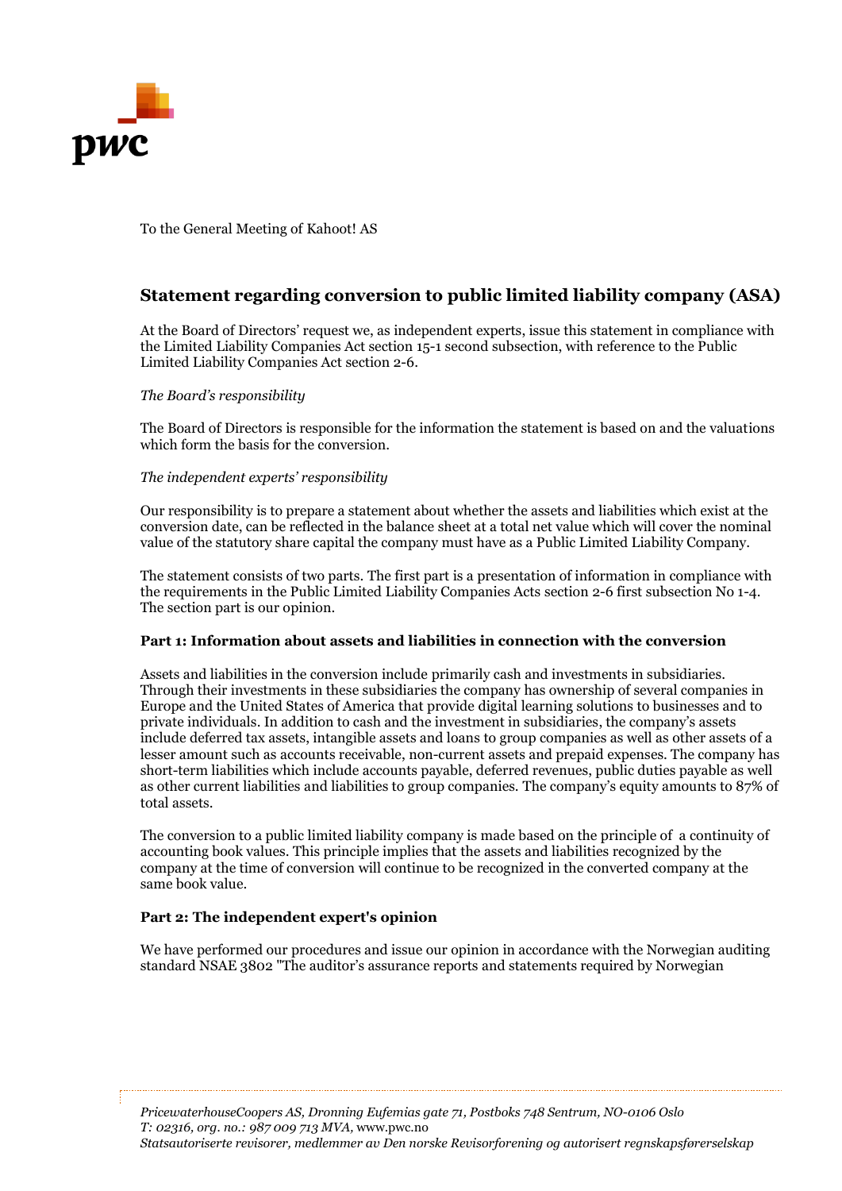To the General Meeting of Kahoot! AS

## Statement regarding conversion to public limited liability company (ASA)

At the Board of Directors' request we, as independent experts, issue this statement in compliance with the Limited Liability Companies Act section 15-1 second subsection, with reference to the Public Limited Liability Companies Act section 2-6.

*The Board's responsibility*

The Board of Directors is responsible for the information the statement is based on and the valuations which form the basis for the conversion.

*The independent experts' responsibility*

Our responsibility is to prepare a statement about whether the assets and liabilities which exist at the conversion date, can be reflected in the balance sheet at a total net value which will cover the nominal value of the statutory share capital the company must have as a Public Limited Liability Company.

The statement consists of two parts. The first part is a presentation of information in compliance with the requirements in the Public Limited Liability Companies Acts section 2-6 first subsection No 1-4. The section part is our opinion.

### Part 1: Information about assets and liabilities in connection with the conversion

Assets and liabilities in the conversion include primarily cash and investments in subsidiaries. Through their investments in these subsidiaries the company has ownership of several companies in Europe and the United States of America that provide digital learning solutions to businesses and to private individuals. In addition to cash and the investment in subsidiaries, the company's assets include deferred tax assets, intangible assets and loans to group companies as well as other assets of a lesser amount such as accounts receivable, non-current assets and prepaid expenses. The company has short-term liabilities which include accounts payable, deferred revenues, public duties payable as well as other current liabilities and liabilities to group companies. The company's equity amounts to 87% of total assets.

The conversion to a public limited liability company is made based on the principle of a continuity of accounting book values. This principle implies that the assets and liabilities recognized by the company at the time of conversion will continue to be recognized in the converted company at the same book value.

### Part 2: The independent expert's opinion

We have performed our procedures and issue our opinion in accordance with the Norwegian auditing standard NSAE 3802 "The auditor's assurance reports and statements required by Norwegian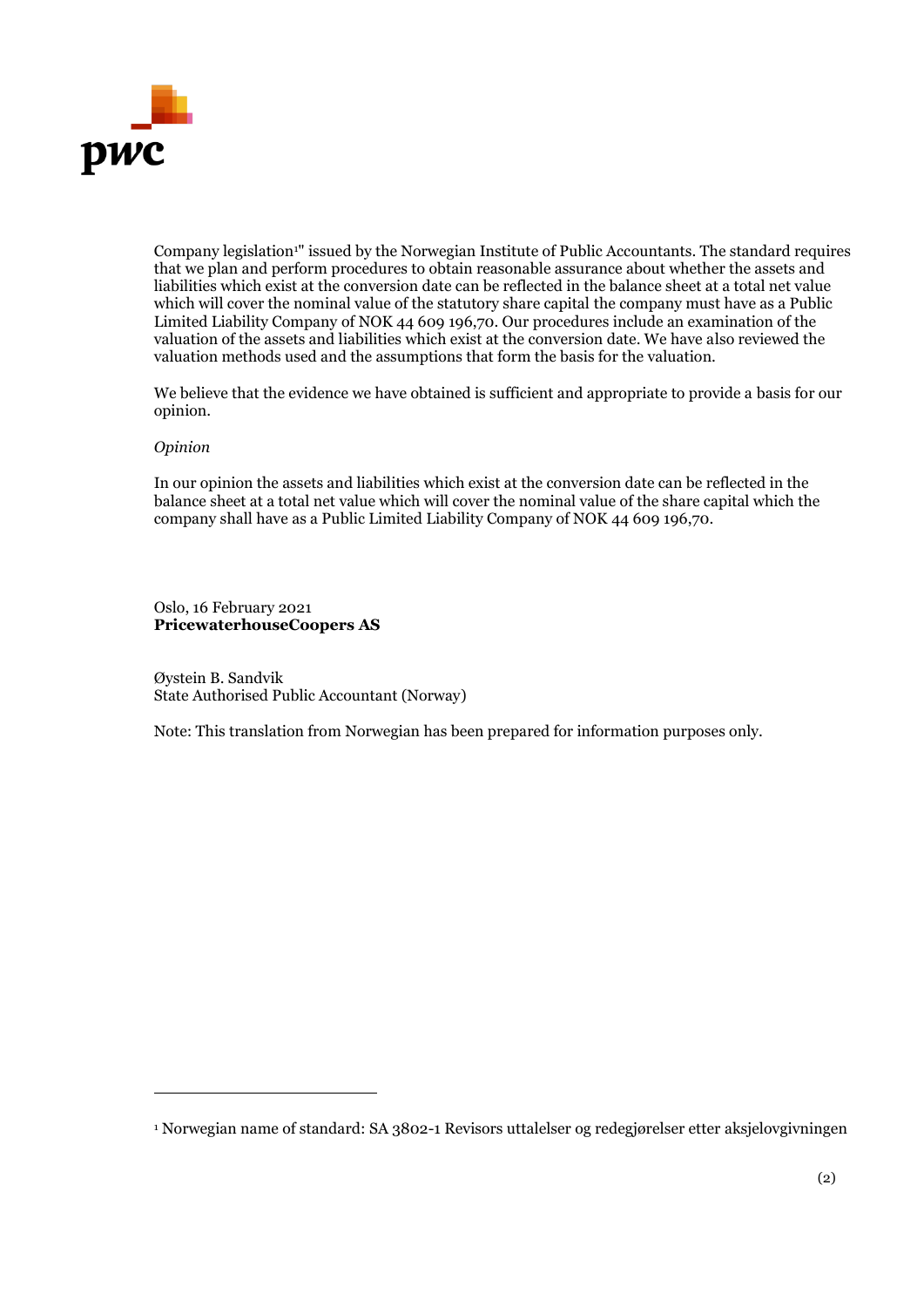Company legislation[1]" issued by the Norwegian Institute of Public Accountants. The standard requires that we plan and perform procedures to obtain reasonable assurance about whether the assets and liabilities which exist at the conversion date can be reflected in the balance sheet at a total net value which will cover the nominal value of the statutory share capital the company must have as a Public Limited Liability Company of NOK 44 609 196,70. Our procedures include an examination of the valuation of the assets and liabilities which exist at the conversion date. We have also reviewed the valuation methods used and the assumptions that form the basis for the valuation.

We believe that the evidence we have obtained is sufficient and appropriate to provide a basis for our opinion.

*Opinion*

In our opinion the assets and liabilities which exist at the conversion date can be reflected in the balance sheet at a total net value which will cover the nominal value of the share capital which the company shall have as a Public Limited Liability Company of NOK 44 609 196,70.

Oslo, 16 February 2021
**PricewaterhouseCoopers AS**

Øystein B. Sandvik
State Authorised Public Accountant (Norway)

Note: This translation from Norwegian has been prepared for information purposes only.

---

[1] Norwegian name of standard: SA 3802-1 Revisors uttalelser og redegjørelser etter aksjelovgivningen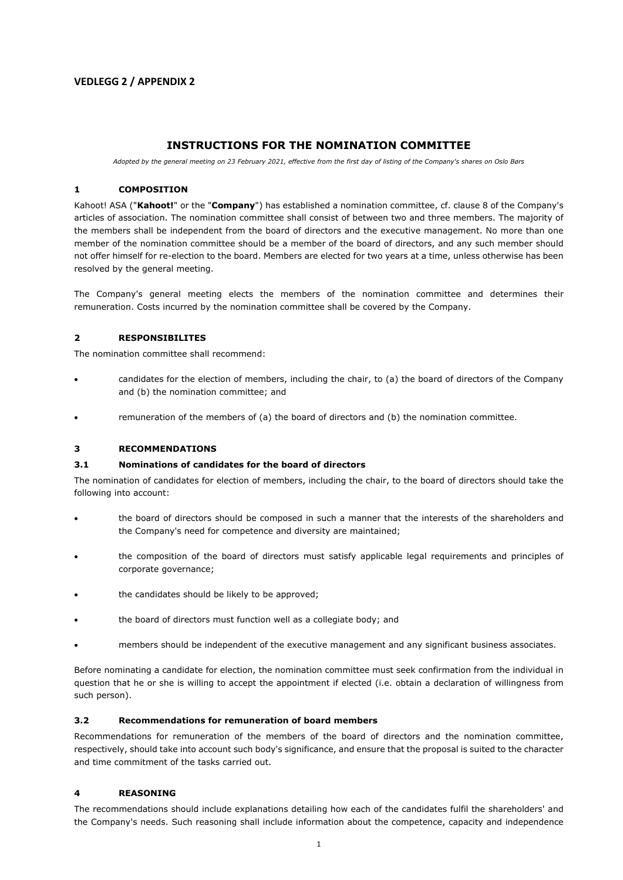## VEDLEGG 2 / APPENDIX 2

# INSTRUCTIONS FOR THE NOMINATION COMMITTEE

*Adopted by the general meeting on 23 February 2021, effective from the first day of listing of the Company's shares on Oslo Børs*

## 1 COMPOSITION

Kahoot! ASA ("**Kahoot!**" or the "**Company**") has established a nomination committee, cf. clause 8 of the Company's articles of association. The nomination committee shall consist of between two and three members. The majority of the members shall be independent from the board of directors and the executive management. No more than one member of the nomination committee should be a member of the board of directors, and any such member should not offer himself for re-election to the board. Members are elected for two years at a time, unless otherwise has been resolved by the general meeting.

The Company's general meeting elects the members of the nomination committee and determines their remuneration. Costs incurred by the nomination committee shall be covered by the Company.

## 2 RESPONSIBILITES

The nomination committee shall recommend:

- candidates for the election of members, including the chair, to (a) the board of directors of the Company and (b) the nomination committee; and
- remuneration of the members of (a) the board of directors and (b) the nomination committee.

## 3 RECOMMENDATIONS

### 3.1 Nominations of candidates for the board of directors

The nomination of candidates for election of members, including the chair, to the board of directors should take the following into account:

- the board of directors should be composed in such a manner that the interests of the shareholders and the Company's need for competence and diversity are maintained;
- the composition of the board of directors must satisfy applicable legal requirements and principles of corporate governance;
- the candidates should be likely to be approved;
- the board of directors must function well as a collegiate body; and
- members should be independent of the executive management and any significant business associates.

Before nominating a candidate for election, the nomination committee must seek confirmation from the individual in question that he or she is willing to accept the appointment if elected (i.e. obtain a declaration of willingness from such person).

### 3.2 Recommendations for remuneration of board members

Recommendations for remuneration of the members of the board of directors and the nomination committee, respectively, should take into account such body's significance, and ensure that the proposal is suited to the character and time commitment of the tasks carried out.

## 4 REASONING

The recommendations should include explanations detailing how each of the candidates fulfil the shareholders' and the Company's needs. Such reasoning shall include information about the competence, capacity and independence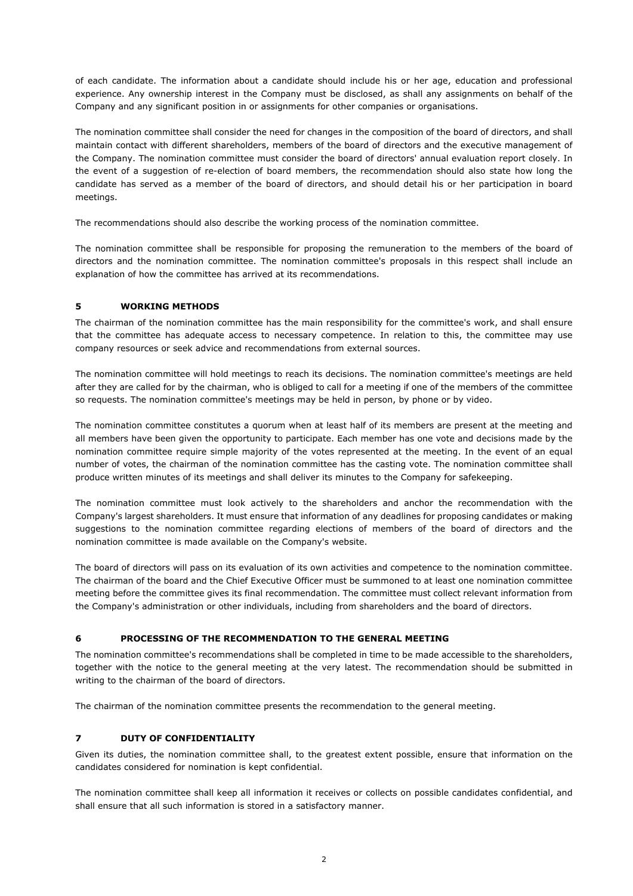of each candidate. The information about a candidate should include his or her age, education and professional experience. Any ownership interest in the Company must be disclosed, as shall any assignments on behalf of the Company and any significant position in or assignments for other companies or organisations.

The nomination committee shall consider the need for changes in the composition of the board of directors, and shall maintain contact with different shareholders, members of the board of directors and the executive management of the Company. The nomination committee must consider the board of directors' annual evaluation report closely. In the event of a suggestion of re-election of board members, the recommendation should also state how long the candidate has served as a member of the board of directors, and should detail his or her participation in board meetings.

The recommendations should also describe the working process of the nomination committee.

The nomination committee shall be responsible for proposing the remuneration to the members of the board of directors and the nomination committee. The nomination committee's proposals in this respect shall include an explanation of how the committee has arrived at its recommendations.

## 5 WORKING METHODS

The chairman of the nomination committee has the main responsibility for the committee's work, and shall ensure that the committee has adequate access to necessary competence. In relation to this, the committee may use company resources or seek advice and recommendations from external sources.

The nomination committee will hold meetings to reach its decisions. The nomination committee's meetings are held after they are called for by the chairman, who is obliged to call for a meeting if one of the members of the committee so requests. The nomination committee's meetings may be held in person, by phone or by video.

The nomination committee constitutes a quorum when at least half of its members are present at the meeting and all members have been given the opportunity to participate. Each member has one vote and decisions made by the nomination committee require simple majority of the votes represented at the meeting. In the event of an equal number of votes, the chairman of the nomination committee has the casting vote. The nomination committee shall produce written minutes of its meetings and shall deliver its minutes to the Company for safekeeping.

The nomination committee must look actively to the shareholders and anchor the recommendation with the Company's largest shareholders. It must ensure that information of any deadlines for proposing candidates or making suggestions to the nomination committee regarding elections of members of the board of directors and the nomination committee is made available on the Company's website.

The board of directors will pass on its evaluation of its own activities and competence to the nomination committee. The chairman of the board and the Chief Executive Officer must be summoned to at least one nomination committee meeting before the committee gives its final recommendation. The committee must collect relevant information from the Company's administration or other individuals, including from shareholders and the board of directors.

## 6 PROCESSING OF THE RECOMMENDATION TO THE GENERAL MEETING

The nomination committee's recommendations shall be completed in time to be made accessible to the shareholders, together with the notice to the general meeting at the very latest. The recommendation should be submitted in writing to the chairman of the board of directors.

The chairman of the nomination committee presents the recommendation to the general meeting.

## 7 DUTY OF CONFIDENTIALITY

Given its duties, the nomination committee shall, to the greatest extent possible, ensure that information on the candidates considered for nomination is kept confidential.

The nomination committee shall keep all information it receives or collects on possible candidates confidential, and shall ensure that all such information is stored in a satisfactory manner.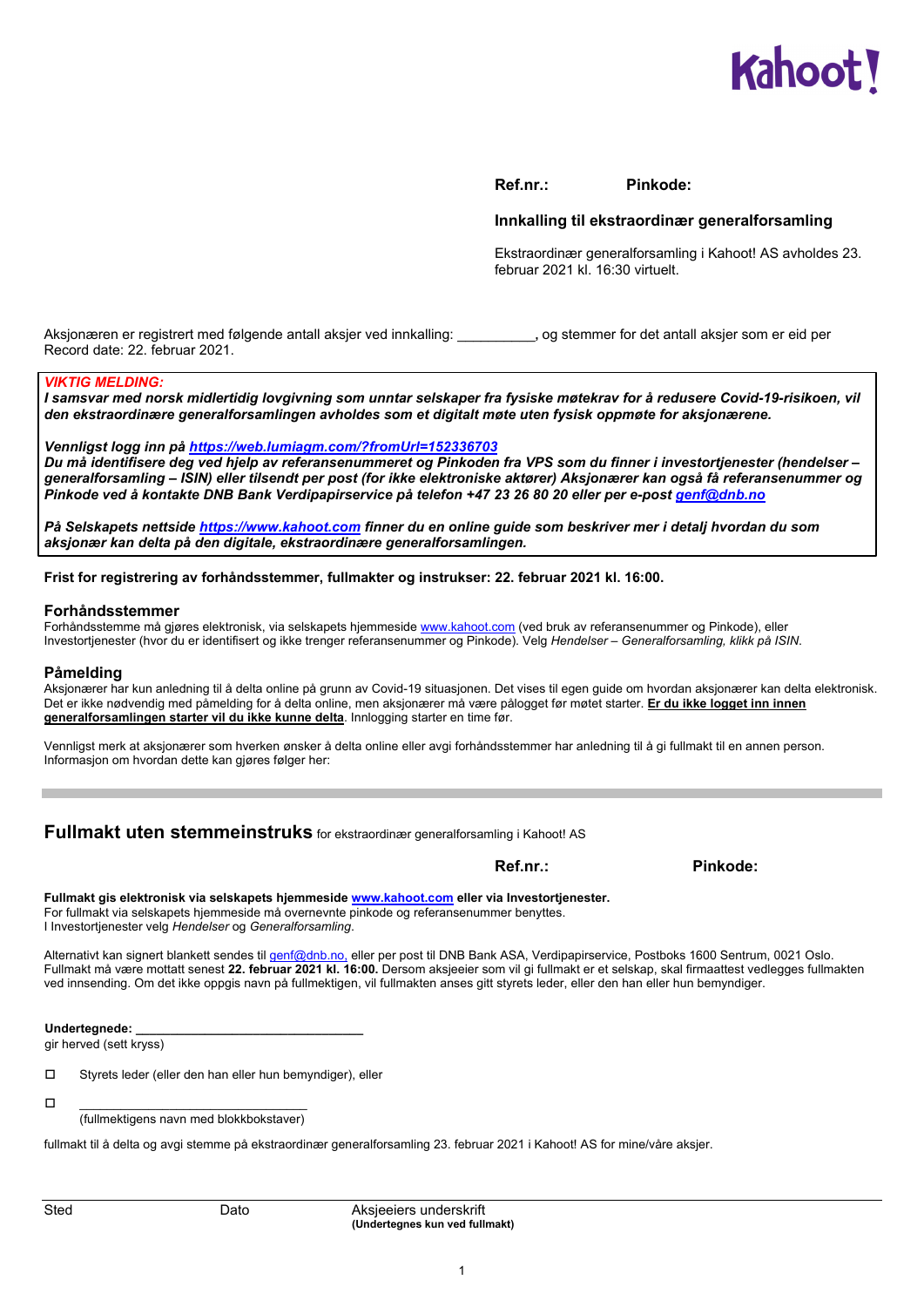Kahoot!

**Ref.nr.:** **Pinkode:**

## Innkalling til ekstraordinær generalforsamling

Ekstraordinær generalforsamling i Kahoot! AS avholdes 23. februar 2021 kl. 16:30 virtuelt.

Aksjonæren er registrert med følgende antall aksjer ved innkalling: __________, og stemmer for det antall aksjer som er eid per Record date: 22. februar 2021.

***VIKTIG MELDING:***
***I samsvar med norsk midlertidig lovgivning som unntar selskaper fra fysiske møtekrav for å redusere Covid-19-risikoen, vil den ekstraordinære generalforsamlingen avholdes som et digitalt møte uten fysisk oppmøte for aksjonærene.***

***Vennligst logg inn på https://web.lumiagm.com/?fromUrl=152336703***
***Du må identifisere deg ved hjelp av referansenummeret og Pinkoden fra VPS som du finner i investortjenester (hendelser – generalforsamling – ISIN) eller tilsendt per post (for ikke elektroniske aktører) Aksjonærer kan også få referansenummer og Pinkode ved å kontakte DNB Bank Verdipapirservice på telefon +47 23 26 80 20 eller per e-post genf@dnb.no***

***På Selskapets nettside https://www.kahoot.com finner du en online guide som beskriver mer i detalj hvordan du som aksjonær kan delta på den digitale, ekstraordinære generalforsamlingen.***

**Frist for registrering av forhåndsstemmer, fullmakter og instrukser: 22. februar 2021 kl. 16:00.**

### Forhåndsstemmer

Forhåndsstemme må gjøres elektronisk, via selskapets hjemmeside www.kahoot.com (ved bruk av referansenummer og Pinkode), eller Investortjenester (hvor du er identifisert og ikke trenger referansenummer og Pinkode). Velg *Hendelser – Generalforsamling, klikk på ISIN.*

### Påmelding

Aksjonærer har kun anledning til å delta online på grunn av Covid-19 situasjonen. Det vises til egen guide om hvordan aksjonærer kan delta elektronisk. Det er ikke nødvendig med påmelding for å delta online, men aksjonærer må være pålogget før møtet starter. **Er du ikke logget inn innen generalforsamlingen starter vil du ikke kunne delta**. Innlogging starter en time før.

Vennligst merk at aksjonærer som hverken ønsker å delta online eller avgi forhåndsstemmer har anledning til å gi fullmakt til en annen person. Informasjon om hvordan dette kan gjøres følger her:

---

## Fullmakt uten stemmeinstruks for ekstraordinær generalforsamling i Kahoot! AS

**Ref.nr.:** **Pinkode:**

**Fullmakt gis elektronisk via selskapets hjemmeside www.kahoot.com eller via Investortjenester.**
For fullmakt via selskapets hjemmeside må overnevnte pinkode og referansenummer benyttes.
I Investortjenester velg *Hendelser* og *Generalforsamling*.

Alternativt kan signert blankett sendes til genf@dnb.no, eller per post til DNB Bank ASA, Verdipapirservice, Postboks 1600 Sentrum, 0021 Oslo. Fullmakt må være mottatt senest **22. februar 2021 kl. 16:00.** Dersom aksjeeier som vil gi fullmakt er et selskap, skal firmaattest vedlegges fullmakten ved innsending. Om det ikke oppgis navn på fullmektigen, vil fullmakten anses gitt styrets leder, eller den han eller hun bemyndiger.

**Undertegnede:** ________________________________
gir herved (sett kryss)

☐ Styrets leder (eller den han eller hun bemyndiger), eller

☐ ________________________________
(fullmektigens navn med blokkbokstaver)

fullmakt til å delta og avgi stemme på ekstraordinær generalforsamling 23. februar 2021 i Kahoot! AS for mine/våre aksjer.

Sted Dato Aksjeeiers underskrift
**(Undertegnes kun ved fullmakt)**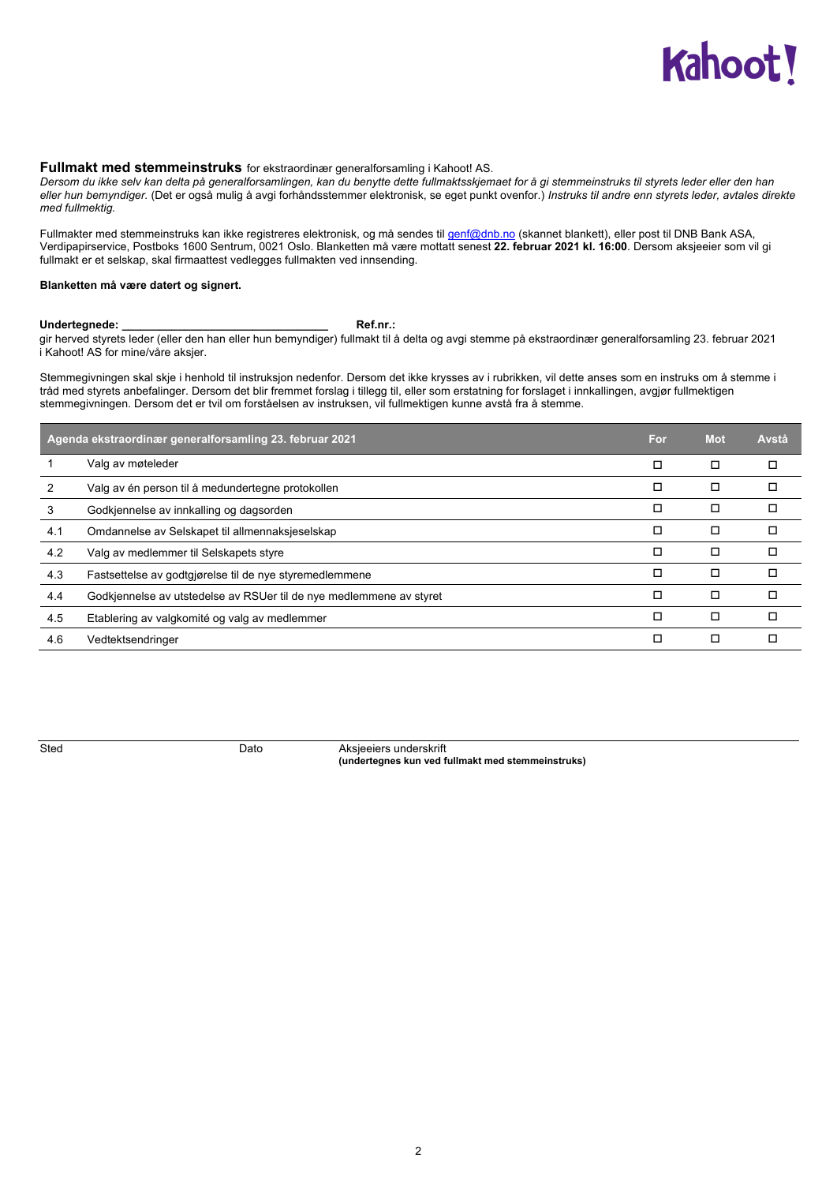**Fullmakt med stemmeinstruks** for ekstraordinær generalforsamling i Kahoot! AS.
*Dersom du ikke selv kan delta på generalforsamlingen, kan du benytte dette fullmaktsskjemaet for å gi stemmeinstruks til styrets leder eller den han eller hun bemyndiger.* (Det er også mulig å avgi forhåndsstemmer elektronisk, se eget punkt ovenfor.) *Instruks til andre enn styrets leder, avtales direkte med fullmektig.*

Fullmakter med stemmeinstruks kan ikke registreres elektronisk, og må sendes til genf@dnb.no (skannet blankett), eller post til DNB Bank ASA, Verdipapirservice, Postboks 1600 Sentrum, 0021 Oslo. Blanketten må være mottatt senest **22. februar 2021 kl. 16:00**. Dersom aksjeeier som vil gi fullmakt er et selskap, skal firmaattest vedlegges fullmakten ved innsending.

**Blanketten må være datert og signert.**

**Undertegnede:** ______________________________ **Ref.nr.:**
gir herved styrets leder (eller den han eller hun bemyndiger) fullmakt til å delta og avgi stemme på ekstraordinær generalforsamling 23. februar 2021 i Kahoot! AS for mine/våre aksjer.

Stemmegivningen skal skje i henhold til instruksjon nedenfor. Dersom det ikke krysses av i rubrikken, vil dette anses som en instruks om å stemme i tråd med styrets anbefalinger. Dersom det blir fremmet forslag i tillegg til, eller som erstatning for forslaget i innkallingen, avgjør fullmektigen stemmegivningen. Dersom det er tvil om forståelsen av instruksen, vil fullmektigen kunne avstå fra å stemme.

| Agenda ekstraordinær generalforsamling 23. februar 2021 | | For | Mot | Avstå |
|---|---|---|---|---|
| 1 | Valg av møteleder | ☐ | ☐ | ☐ |
| 2 | Valg av én person til å medundertegne protokollen | ☐ | ☐ | ☐ |
| 3 | Godkjennelse av innkalling og dagsorden | ☐ | ☐ | ☐ |
| 4.1 | Omdannelse av Selskapet til allmennaksjeselskap | ☐ | ☐ | ☐ |
| 4.2 | Valg av medlemmer til Selskapets styre | ☐ | ☐ | ☐ |
| 4.3 | Fastsettelse av godtgjørelse til de nye styremedlemmene | ☐ | ☐ | ☐ |
| 4.4 | Godkjennelse av utstedelse av RSUer til de nye medlemmene av styret | ☐ | ☐ | ☐ |
| 4.5 | Etablering av valgkomité og valg av medlemmer | ☐ | ☐ | ☐ |
| 4.6 | Vedtektsendringer | ☐ | ☐ | ☐ |

Sted | Dato | Aksjeeiers underskrift
**(undertegnes kun ved fullmakt med stemmeinstruks)**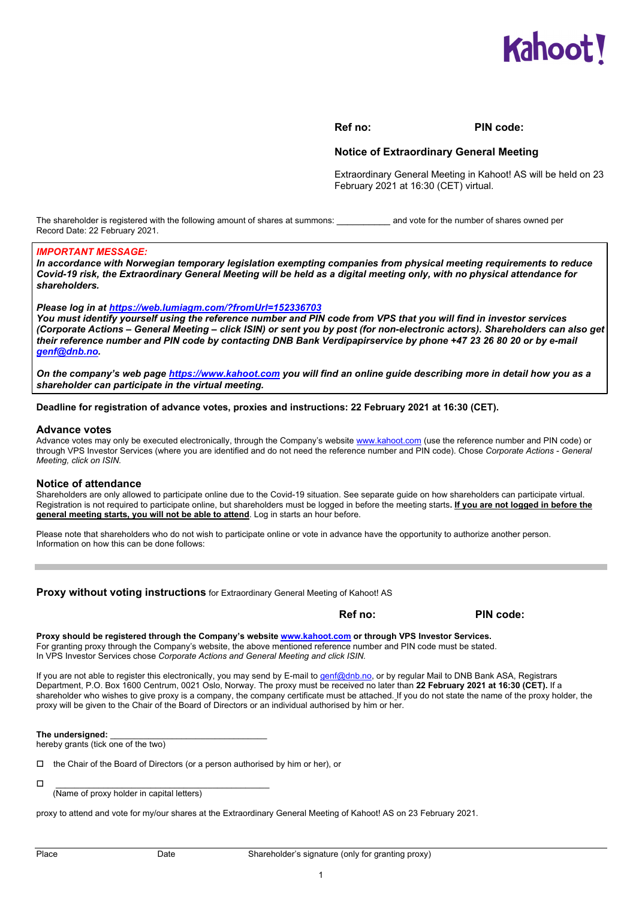Kahoot!

**Ref no:** **PIN code:**

**Notice of Extraordinary General Meeting**

Extraordinary General Meeting in Kahoot! AS will be held on 23 February 2021 at 16:30 (CET) virtual.

The shareholder is registered with the following amount of shares at summons: ___________ and vote for the number of shares owned per Record Date: 22 February 2021.

***IMPORTANT MESSAGE:***
***In accordance with Norwegian temporary legislation exempting companies from physical meeting requirements to reduce Covid-19 risk, the Extraordinary General Meeting will be held as a digital meeting only, with no physical attendance for shareholders.***

***Please log in at https://web.lumiagm.com/?fromUrl=152336703***
***You must identify yourself using the reference number and PIN code from VPS that you will find in investor services (Corporate Actions – General Meeting – click ISIN) or sent you by post (for non-electronic actors). Shareholders can also get their reference number and PIN code by contacting DNB Bank Verdipapirservice by phone +47 23 26 80 20 or by e-mail genf@dnb.no.***

***On the company's web page https://www.kahoot.com you will find an online guide describing more in detail how you as a shareholder can participate in the virtual meeting.***

**Deadline for registration of advance votes, proxies and instructions: 22 February 2021 at 16:30 (CET).**

## Advance votes

Advance votes may only be executed electronically, through the Company's website www.kahoot.com (use the reference number and PIN code) or through VPS Investor Services (where you are identified and do not need the reference number and PIN code). Chose *Corporate Actions - General Meeting, click on ISIN.*

## Notice of attendance

Shareholders are only allowed to participate online due to the Covid-19 situation. See separate guide on how shareholders can participate virtual. Registration is not required to participate online, but shareholders must be logged in before the meeting starts**. If you are not logged in before the general meeting starts, you will not be able to attend**. Log in starts an hour before.

Please note that shareholders who do not wish to participate online or vote in advance have the opportunity to authorize another person. Information on how this can be done follows:

---

**Proxy without voting instructions** for Extraordinary General Meeting of Kahoot! AS

**Ref no:** **PIN code:**

**Proxy should be registered through the Company's website www.kahoot.com or through VPS Investor Services.**
For granting proxy through the Company's website, the above mentioned reference number and PIN code must be stated.
In VPS Investor Services chose *Corporate Actions and General Meeting and click ISIN.*

If you are not able to register this electronically, you may send by E-mail to genf@dnb.no, or by regular Mail to DNB Bank ASA, Registrars Department, P.O. Box 1600 Centrum, 0021 Oslo, Norway. The proxy must be received no later than **22 February 2021 at 16:30 (CET).** If a shareholder who wishes to give proxy is a company, the company certificate must be attached. If you do not state the name of the proxy holder, the proxy will be given to the Chair of the Board of Directors or an individual authorised by him or her.

**The undersigned:** ________________________________
hereby grants (tick one of the two)

☐ the Chair of the Board of Directors (or a person authorised by him or her), or

☐ ____________________________________________
(Name of proxy holder in capital letters)

proxy to attend and vote for my/our shares at the Extraordinary General Meeting of Kahoot! AS on 23 February 2021.

Place Date Shareholder's signature (only for granting proxy)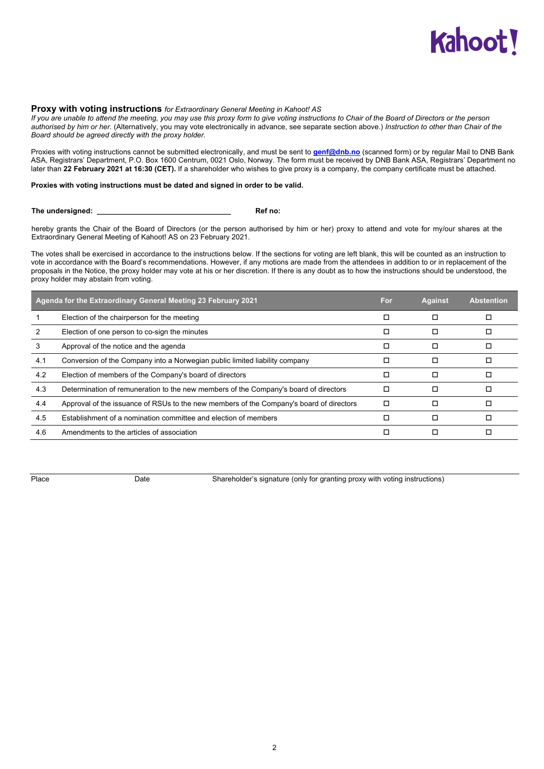**Proxy with voting instructions** *for Extraordinary General Meeting in Kahoot! AS*
*If you are unable to attend the meeting, you may use this proxy form to give voting instructions to Chair of the Board of Directors or the person authorised by him or her.* (Alternatively, you may vote electronically in advance, see separate section above.) *Instruction to other than Chair of the Board should be agreed directly with the proxy holder.*

Proxies with voting instructions cannot be submitted electronically, and must be sent to **genf@dnb.no** (scanned form) or by regular Mail to DNB Bank ASA, Registrars' Department, P.O. Box 1600 Centrum, 0021 Oslo, Norway. The form must be received by DNB Bank ASA, Registrars' Department no later than **22 February 2021 at 16:30 (CET).** If a shareholder who wishes to give proxy is a company, the company certificate must be attached.

**Proxies with voting instructions must be dated and signed in order to be valid.**

**The undersigned:** ________________________________ **Ref no:**

hereby grants the Chair of the Board of Directors (or the person authorised by him or her) proxy to attend and vote for my/our shares at the Extraordinary General Meeting of Kahoot! AS on 23 February 2021.

The votes shall be exercised in accordance to the instructions below. If the sections for voting are left blank, this will be counted as an instruction to vote in accordance with the Board's recommendations. However, if any motions are made from the attendees in addition to or in replacement of the proposals in the Notice, the proxy holder may vote at his or her discretion. If there is any doubt as to how the instructions should be understood, the proxy holder may abstain from voting.

| | Agenda for the Extraordinary General Meeting 23 February 2021 | For | Against | Abstention |
|---|---|---|---|---|
| 1 | Election of the chairperson for the meeting | ☐ | ☐ | ☐ |
| 2 | Election of one person to co-sign the minutes | ☐ | ☐ | ☐ |
| 3 | Approval of the notice and the agenda | ☐ | ☐ | ☐ |
| 4.1 | Conversion of the Company into a Norwegian public limited liability company | ☐ | ☐ | ☐ |
| 4.2 | Election of members of the Company's board of directors | ☐ | ☐ | ☐ |
| 4.3 | Determination of remuneration to the new members of the Company's board of directors | ☐ | ☐ | ☐ |
| 4.4 | Approval of the issuance of RSUs to the new members of the Company's board of directors | ☐ | ☐ | ☐ |
| 4.5 | Establishment of a nomination committee and election of members | ☐ | ☐ | ☐ |
| 4.6 | Amendments to the articles of association | ☐ | ☐ | ☐ |

Place　　　　　Date　　　　　Shareholder's signature (only for granting proxy with voting instructions)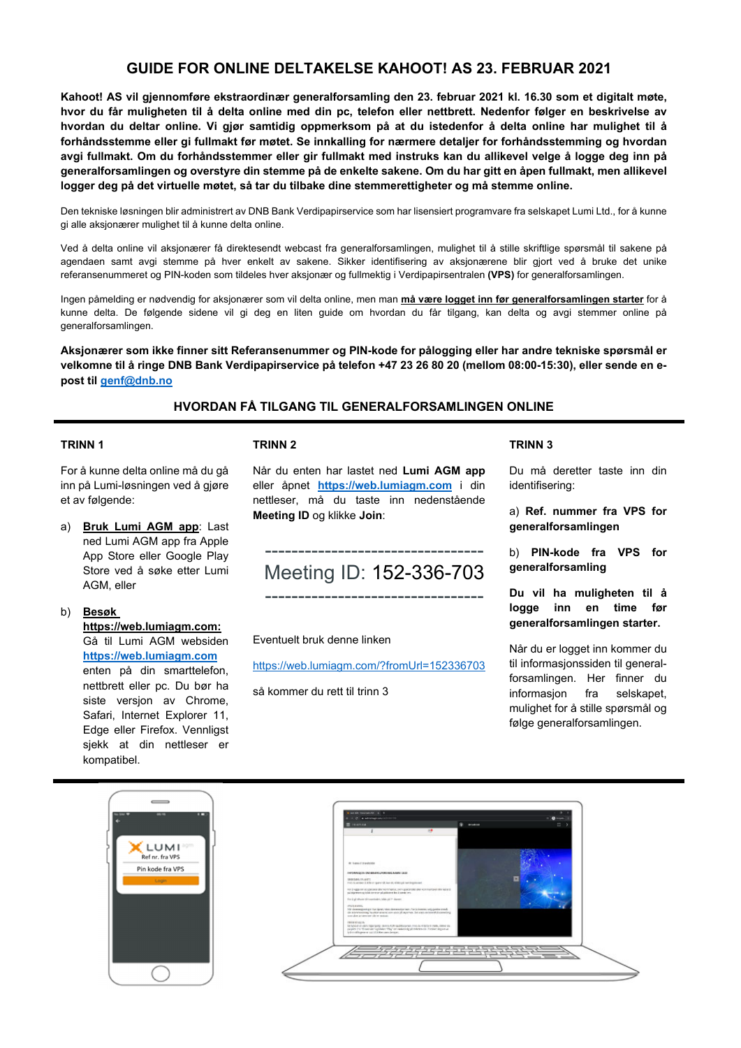# GUIDE FOR ONLINE DELTAKELSE KAHOOT! AS 23. FEBRUAR 2021

**Kahoot! AS vil gjennomføre ekstraordinær generalforsamling den 23. februar 2021 kl. 16.30 som et digitalt møte, hvor du får muligheten til å delta online med din pc, telefon eller nettbrett. Nedenfor følger en beskrivelse av hvordan du deltar online. Vi gjør samtidig oppmerksom på at du istedenfor å delta online har mulighet til å forhåndsstemme eller gi fullmakt før møtet. Se innkalling for nærmere detaljer for forhåndsstemming og hvordan avgi fullmakt. Om du forhåndsstemmer eller gir fullmakt med instruks kan du allikevel velge å logge deg inn på generalforsamlingen og overstyre din stemme på de enkelte sakene. Om du har gitt en åpen fullmakt, men allikevel logger deg på det virtuelle møtet, så tar du tilbake dine stemmerettigheter og må stemme online.**

Den tekniske løsningen blir administrert av DNB Bank Verdipapirservice som har lisensiert programvare fra selskapet Lumi Ltd., for å kunne gi alle aksjonærer mulighet til å kunne delta online.

Ved å delta online vil aksjonærer få direktesendt webcast fra generalforsamlingen, mulighet til å stille skriftlige spørsmål til sakene på agendaen samt avgi stemme på hver enkelt av sakene. Sikker identifisering av aksjonærene blir gjort ved å bruke det unike referansenummeret og PIN-koden som tildeles hver aksjonær og fullmektig i Verdipapirsentralen **(VPS)** for generalforsamlingen.

Ingen påmelding er nødvendig for aksjonærer som vil delta online, men man **må være logget inn før generalforsamlingen starter** for å kunne delta. De følgende sidene vil gi deg en liten guide om hvordan du får tilgang, kan delta og avgi stemmer online på generalforsamlingen.

**Aksjonærer som ikke finner sitt Referansenummer og PIN-kode for pålogging eller har andre tekniske spørsmål er velkomne til å ringe DNB Bank Verdipapirservice på telefon +47 23 26 80 20 (mellom 08:00-15:30), eller sende en e-post til genf@dnb.no**

## HVORDAN FÅ TILGANG TIL GENERALFORSAMLINGEN ONLINE

### TRINN 1

For å kunne delta online må du gå inn på Lumi-løsningen ved å gjøre et av følgende:

a) **Bruk Lumi AGM app**: Last ned Lumi AGM app fra Apple App Store eller Google Play Store ved å søke etter Lumi AGM, eller

b) **Besøk https://web.lumiagm.com:** Gå til Lumi AGM websiden https://web.lumiagm.com enten på din smarttelefon, nettbrett eller pc. Du bør ha siste versjon av Chrome, Safari, Internet Explorer 11, Edge eller Firefox. Vennligst sjekk at din nettleser er kompatibel.

### TRINN 2

Når du enten har lastet ned **Lumi AGM app** eller åpnet **https://web.lumiagm.com** i din nettleser, må du taste inn nedenstående **Meeting ID** og klikke **Join**:

---

Meeting ID: 152-336-703

---

Eventuelt bruk denne linken

https://web.lumiagm.com/?fromUrl=152336703

så kommer du rett til trinn 3

### TRINN 3

Du må deretter taste inn din identifisering:

a) **Ref. nummer fra VPS for generalforsamlingen**

b) **PIN-kode fra VPS for generalforsamling**

**Du vil ha muligheten til å logge inn en time før generalforsamlingen starter.**

Når du er logget inn kommer du til informasjonssiden til generalforsamlingen. Her finner du informasjon fra selskapet, mulighet for å stille spørsmål og følge generalforsamlingen.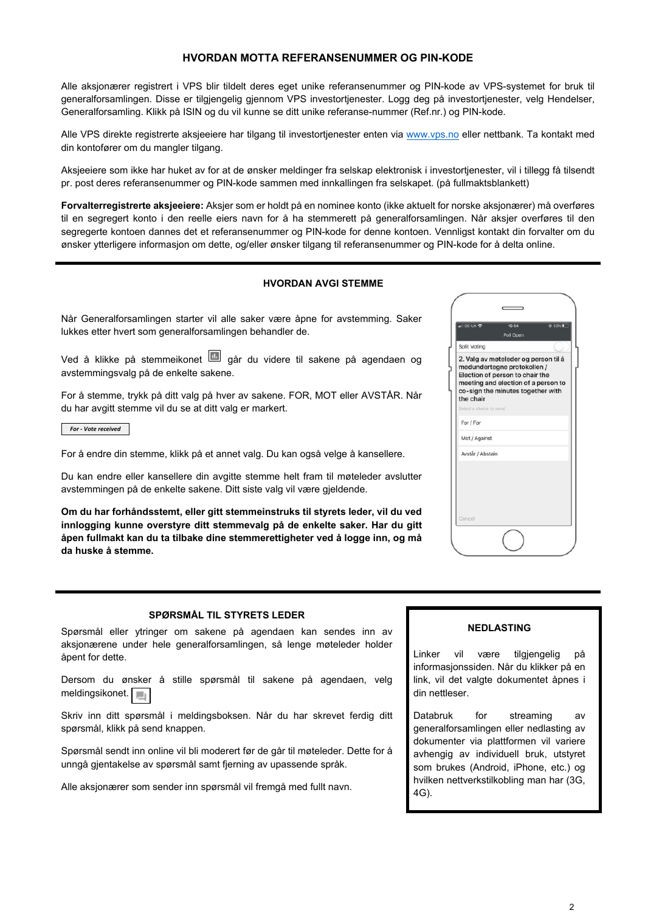## HVORDAN MOTTA REFERANSENUMMER OG PIN-KODE

Alle aksjonærer registrert i VPS blir tildelt deres eget unike referansenummer og PIN-kode av VPS-systemet for bruk til generalforsamlingen. Disse er tilgjengelig gjennom VPS investortjenester. Logg deg på investortjenester, velg Hendelser, Generalforsamling. Klikk på ISIN og du vil kunne se ditt unike referanse-nummer (Ref.nr.) og PIN-kode.

Alle VPS direkte registrerte aksjeeiere har tilgang til investortjenester enten via www.vps.no eller nettbank. Ta kontakt med din kontofører om du mangler tilgang.

Aksjeeiere som ikke har huket av for at de ønsker meldinger fra selskap elektronisk i investortjenester, vil i tillegg få tilsendt pr. post deres referansenummer og PIN-kode sammen med innkallingen fra selskapet. (på fullmaktsblankett)

**Forvalterregistrerte aksjeeiere:** Aksjer som er holdt på en nominee konto (ikke aktuelt for norske aksjonærer) må overføres til en segregert konto i den reelle eiers navn for å ha stemmerett på generalforsamlingen. Når aksjer overføres til den segregerte kontoen dannes det et referansenummer og PIN-kode for denne kontoen. Vennligst kontakt din forvalter om du ønsker ytterligere informasjon om dette, og/eller ønsker tilgang til referansenummer og PIN-kode for å delta online.

## HVORDAN AVGI STEMME

Når Generalforsamlingen starter vil alle saker være åpne for avstemming. Saker lukkes etter hvert som generalforsamlingen behandler de.

Ved å klikke på stemmeikonet går du videre til sakene på agendaen og avstemmingsvalg på de enkelte sakene.

For å stemme, trykk på ditt valg på hver av sakene. FOR, MOT eller AVSTÅR. Når du har avgitt stemme vil du se at ditt valg er markert.

*For - Vote received*

For å endre din stemme, klikk på et annet valg. Du kan også velge å kansellere.

Du kan endre eller kansellere din avgitte stemme helt fram til møteleder avslutter avstemmingen på de enkelte sakene. Ditt siste valg vil være gjeldende.

**Om du har forhåndsstemt, eller gitt stemmeinstruks til styrets leder, vil du ved innlogging kunne overstyre ditt stemmevalg på de enkelte saker. Har du gitt åpen fullmakt kan du ta tilbake dine stemmerettigheter ved å logge inn, og må da huske å stemme.**

## SPØRSMÅL TIL STYRETS LEDER

Spørsmål eller ytringer om sakene på agendaen kan sendes inn av aksjonærene under hele generalforsamlingen, så lenge møteleder holder åpent for dette.

Dersom du ønsker å stille spørsmål til sakene på agendaen, velg meldingsikonet.

Skriv inn ditt spørsmål i meldingsboksen. Når du har skrevet ferdig ditt spørsmål, klikk på send knappen.

Spørsmål sendt inn online vil bli moderert før de går til møteleder. Dette for å unngå gjentakelse av spørsmål samt fjerning av upassende språk.

Alle aksjonærer som sender inn spørsmål vil fremgå med fullt navn.

## NEDLASTING

Linker vil være tilgjengelig på informasjonssiden. Når du klikker på en link, vil det valgte dokumentet åpnes i din nettleser.

Databruk for streaming av generalforsamlingen eller nedlasting av dokumenter via plattformen vil variere avhengig av individuell bruk, utstyret som brukes (Android, iPhone, etc.) og hvilken nettverkstilkobling man har (3G, 4G).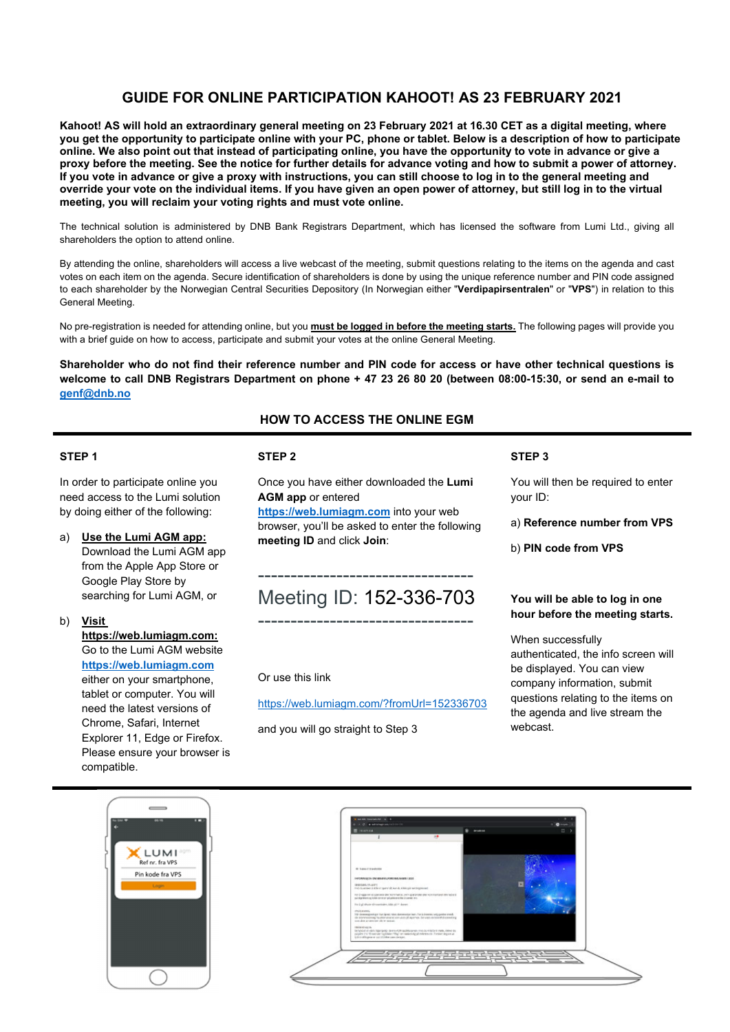# GUIDE FOR ONLINE PARTICIPATION KAHOOT! AS 23 FEBRUARY 2021

**Kahoot! AS will hold an extraordinary general meeting on 23 February 2021 at 16.30 CET as a digital meeting, where you get the opportunity to participate online with your PC, phone or tablet. Below is a description of how to participate online. We also point out that instead of participating online, you have the opportunity to vote in advance or give a proxy before the meeting. See the notice for further details for advance voting and how to submit a power of attorney. If you vote in advance or give a proxy with instructions, you can still choose to log in to the general meeting and override your vote on the individual items. If you have given an open power of attorney, but still log in to the virtual meeting, you will reclaim your voting rights and must vote online.**

The technical solution is administered by DNB Bank Registrars Department, which has licensed the software from Lumi Ltd., giving all shareholders the option to attend online.

By attending the online, shareholders will access a live webcast of the meeting, submit questions relating to the items on the agenda and cast votes on each item on the agenda. Secure identification of shareholders is done by using the unique reference number and PIN code assigned to each shareholder by the Norwegian Central Securities Depository (In Norwegian either "**Verdipapirsentralen**" or "**VPS**") in relation to this General Meeting.

No pre-registration is needed for attending online, but you **must be logged in before the meeting starts.** The following pages will provide you with a brief guide on how to access, participate and submit your votes at the online General Meeting.

**Shareholder who do not find their reference number and PIN code for access or have other technical questions is welcome to call DNB Registrars Department on phone + 47 23 26 80 20 (between 08:00-15:30, or send an e-mail to genf@dnb.no**

## HOW TO ACCESS THE ONLINE EGM

### STEP 1

In order to participate online you need access to the Lumi solution by doing either of the following:

a) **Use the Lumi AGM app:** Download the Lumi AGM app from the Apple App Store or Google Play Store by searching for Lumi AGM, or

b) **Visit https://web.lumiagm.com:** Go to the Lumi AGM website https://web.lumiagm.com either on your smartphone, tablet or computer. You will need the latest versions of Chrome, Safari, Internet Explorer 11, Edge or Firefox. Please ensure your browser is compatible.

### STEP 2

Once you have either downloaded the **Lumi AGM app** or entered https://web.lumiagm.com into your web browser, you'll be asked to enter the following **meeting ID** and click **Join**:

----------------------------------

Meeting ID: 152-336-703

----------------------------------

Or use this link

https://web.lumiagm.com/?fromUrl=152336703

and you will go straight to Step 3

### STEP 3

You will then be required to enter your ID:

a) **Reference number from VPS**

b) **PIN code from VPS**

**You will be able to log in one hour before the meeting starts.**

When successfully authenticated, the info screen will be displayed. You can view company information, submit questions relating to the items on the agenda and live stream the webcast.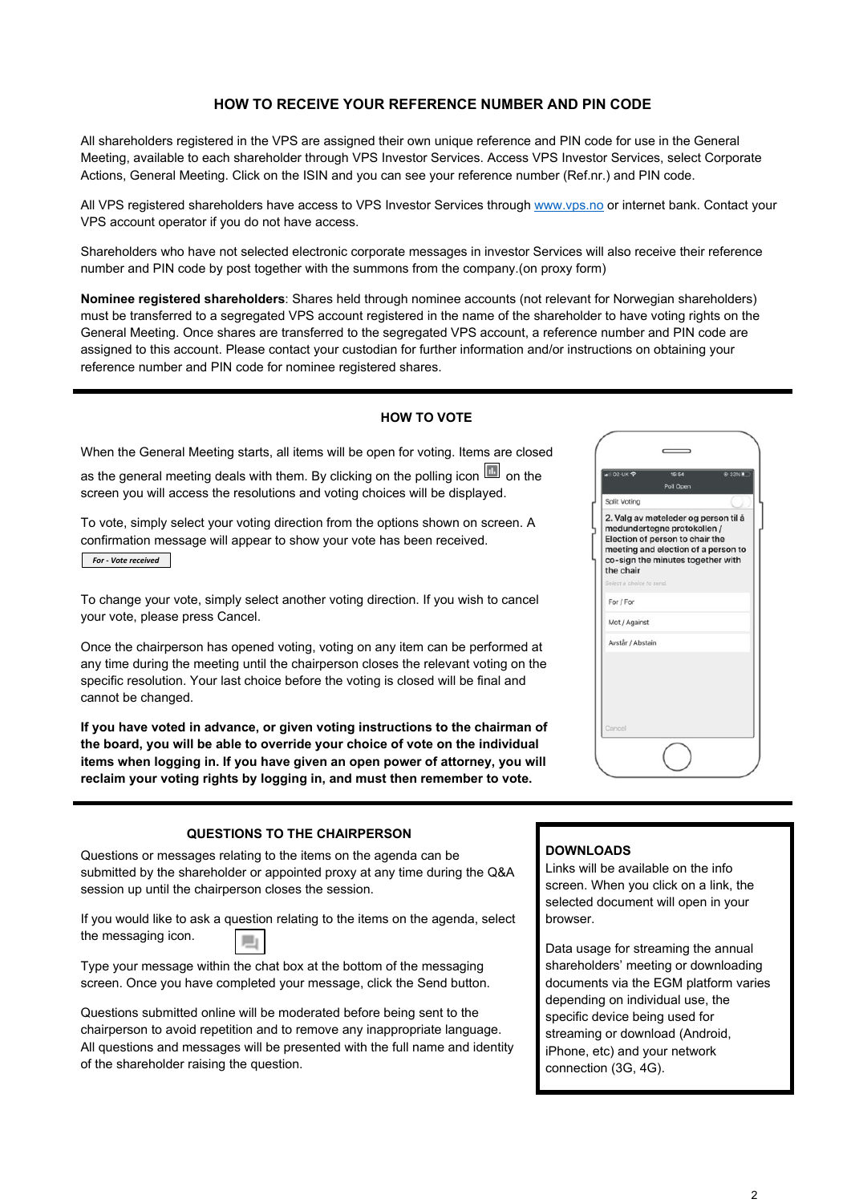## HOW TO RECEIVE YOUR REFERENCE NUMBER AND PIN CODE

All shareholders registered in the VPS are assigned their own unique reference and PIN code for use in the General Meeting, available to each shareholder through VPS Investor Services. Access VPS Investor Services, select Corporate Actions, General Meeting. Click on the ISIN and you can see your reference number (Ref.nr.) and PIN code.

All VPS registered shareholders have access to VPS Investor Services through www.vps.no or internet bank. Contact your VPS account operator if you do not have access.

Shareholders who have not selected electronic corporate messages in investor Services will also receive their reference number and PIN code by post together with the summons from the company.(on proxy form)

**Nominee registered shareholders**: Shares held through nominee accounts (not relevant for Norwegian shareholders) must be transferred to a segregated VPS account registered in the name of the shareholder to have voting rights on the General Meeting. Once shares are transferred to the segregated VPS account, a reference number and PIN code are assigned to this account. Please contact your custodian for further information and/or instructions on obtaining your reference number and PIN code for nominee registered shares.

## HOW TO VOTE

When the General Meeting starts, all items will be open for voting. Items are closed as the general meeting deals with them. By clicking on the polling icon on the screen you will access the resolutions and voting choices will be displayed.

To vote, simply select your voting direction from the options shown on screen. A confirmation message will appear to show your vote has been received.

*For - Vote received*

To change your vote, simply select another voting direction. If you wish to cancel your vote, please press Cancel.

Once the chairperson has opened voting, voting on any item can be performed at any time during the meeting until the chairperson closes the relevant voting on the specific resolution. Your last choice before the voting is closed will be final and cannot be changed.

**If you have voted in advance, or given voting instructions to the chairman of the board, you will be able to override your choice of vote on the individual items when logging in. If you have given an open power of attorney, you will reclaim your voting rights by logging in, and must then remember to vote.**

Poll Open

Split Voting

2. Valg av møteleder og person til å medundertegne protokollen / Election of person to chair the meeting and election of a person to co-sign the minutes together with the chair

Select a choice to send

For / For

Mot / Against

Avstår / Abstain

Cancel

## QUESTIONS TO THE CHAIRPERSON

Questions or messages relating to the items on the agenda can be submitted by the shareholder or appointed proxy at any time during the Q&A session up until the chairperson closes the session.

If you would like to ask a question relating to the items on the agenda, select the messaging icon.

Type your message within the chat box at the bottom of the messaging screen. Once you have completed your message, click the Send button.

Questions submitted online will be moderated before being sent to the chairperson to avoid repetition and to remove any inappropriate language. All questions and messages will be presented with the full name and identity of the shareholder raising the question.

**DOWNLOADS**

Links will be available on the info screen. When you click on a link, the selected document will open in your browser.

Data usage for streaming the annual shareholders' meeting or downloading documents via the EGM platform varies depending on individual use, the specific device being used for streaming or download (Android, iPhone, etc) and your network connection (3G, 4G).